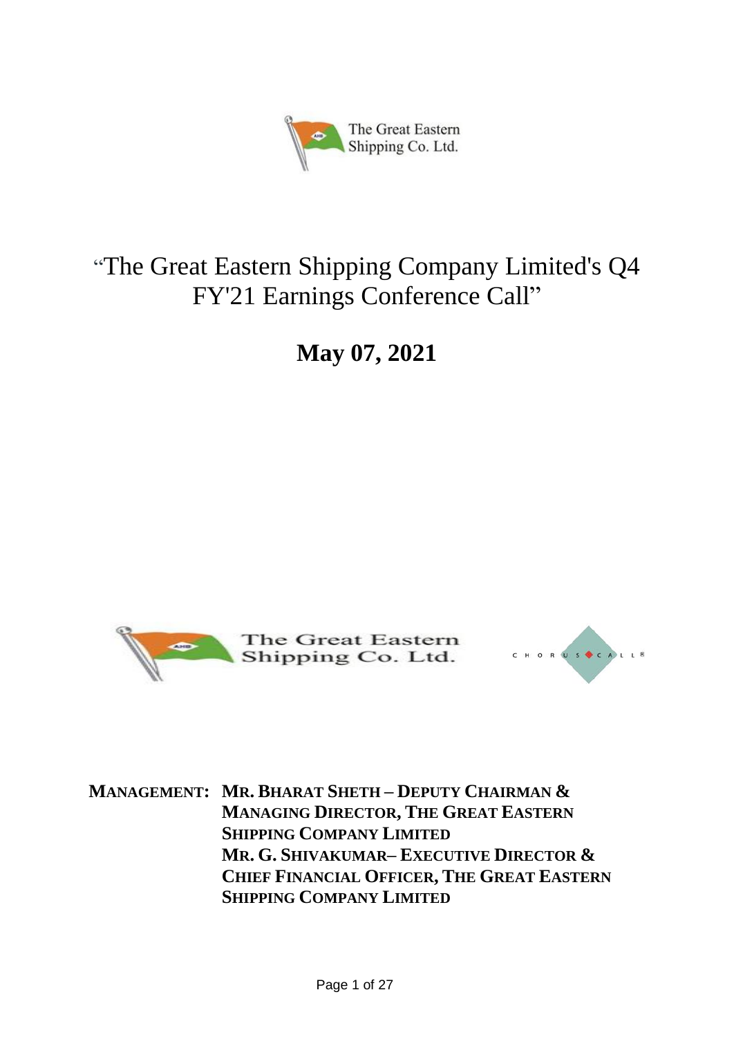# "The Great Eastern Shipping Company Limited's Q4 FY'21 Earnings Conference Call"

## May 07, 2021

**MANAGEMENT:** **MR. BHARAT SHETH – DEPUTY CHAIRMAN & MANAGING DIRECTOR, THE GREAT EASTERN SHIPPING COMPANY LIMITED**
**MR. G. SHIVAKUMAR– EXECUTIVE DIRECTOR & CHIEF FINANCIAL OFFICER, THE GREAT EASTERN SHIPPING COMPANY LIMITED**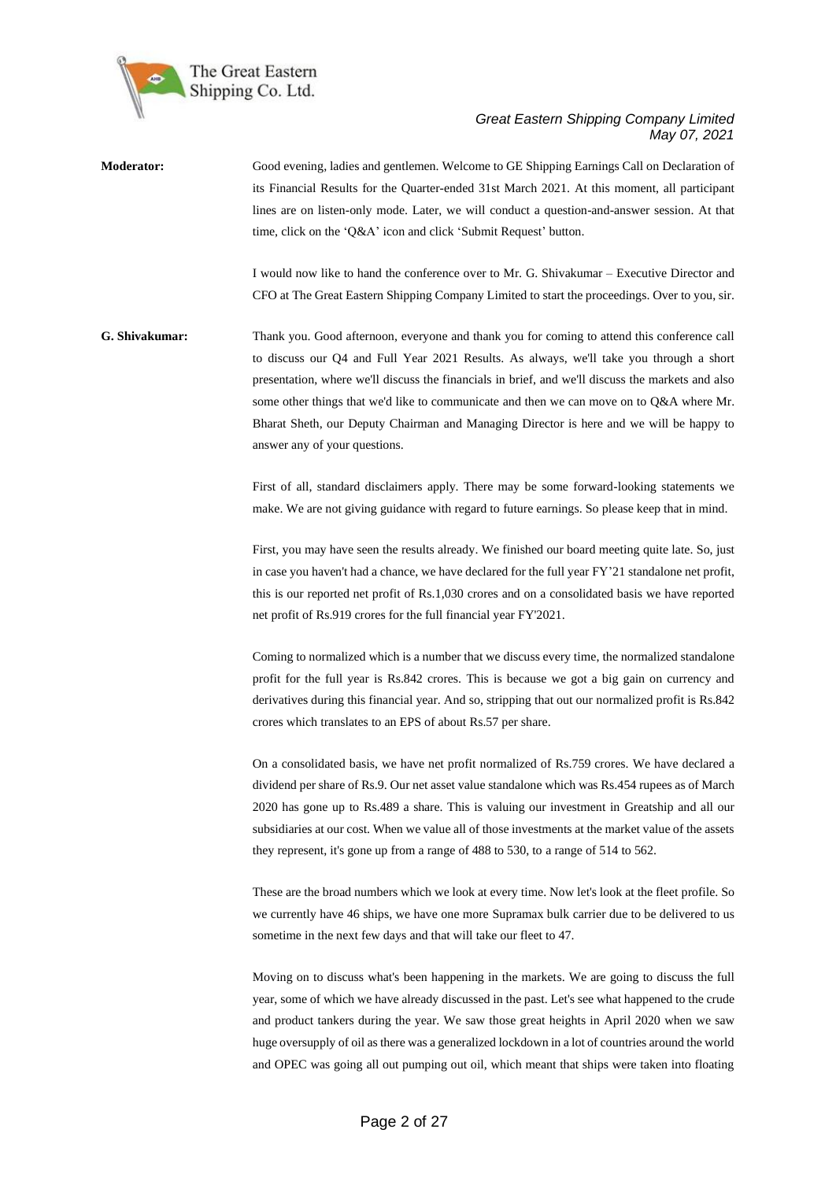**Moderator:** Good evening, ladies and gentlemen. Welcome to GE Shipping Earnings Call on Declaration of its Financial Results for the Quarter-ended 31st March 2021. At this moment, all participant lines are on listen-only mode. Later, we will conduct a question-and-answer session. At that time, click on the 'Q&A' icon and click 'Submit Request' button.

I would now like to hand the conference over to Mr. G. Shivakumar – Executive Director and CFO at The Great Eastern Shipping Company Limited to start the proceedings. Over to you, sir.

**G. Shivakumar:** Thank you. Good afternoon, everyone and thank you for coming to attend this conference call to discuss our Q4 and Full Year 2021 Results. As always, we'll take you through a short presentation, where we'll discuss the financials in brief, and we'll discuss the markets and also some other things that we'd like to communicate and then we can move on to Q&A where Mr. Bharat Sheth, our Deputy Chairman and Managing Director is here and we will be happy to answer any of your questions.

First of all, standard disclaimers apply. There may be some forward-looking statements we make. We are not giving guidance with regard to future earnings. So please keep that in mind.

First, you may have seen the results already. We finished our board meeting quite late. So, just in case you haven't had a chance, we have declared for the full year FY'21 standalone net profit, this is our reported net profit of Rs.1,030 crores and on a consolidated basis we have reported net profit of Rs.919 crores for the full financial year FY'2021.

Coming to normalized which is a number that we discuss every time, the normalized standalone profit for the full year is Rs.842 crores. This is because we got a big gain on currency and derivatives during this financial year. And so, stripping that out our normalized profit is Rs.842 crores which translates to an EPS of about Rs.57 per share.

On a consolidated basis, we have net profit normalized of Rs.759 crores. We have declared a dividend per share of Rs.9. Our net asset value standalone which was Rs.454 rupees as of March 2020 has gone up to Rs.489 a share. This is valuing our investment in Greatship and all our subsidiaries at our cost. When we value all of those investments at the market value of the assets they represent, it's gone up from a range of 488 to 530, to a range of 514 to 562.

These are the broad numbers which we look at every time. Now let's look at the fleet profile. So we currently have 46 ships, we have one more Supramax bulk carrier due to be delivered to us sometime in the next few days and that will take our fleet to 47.

Moving on to discuss what's been happening in the markets. We are going to discuss the full year, some of which we have already discussed in the past. Let's see what happened to the crude and product tankers during the year. We saw those great heights in April 2020 when we saw huge oversupply of oil as there was a generalized lockdown in a lot of countries around the world and OPEC was going all out pumping out oil, which meant that ships were taken into floating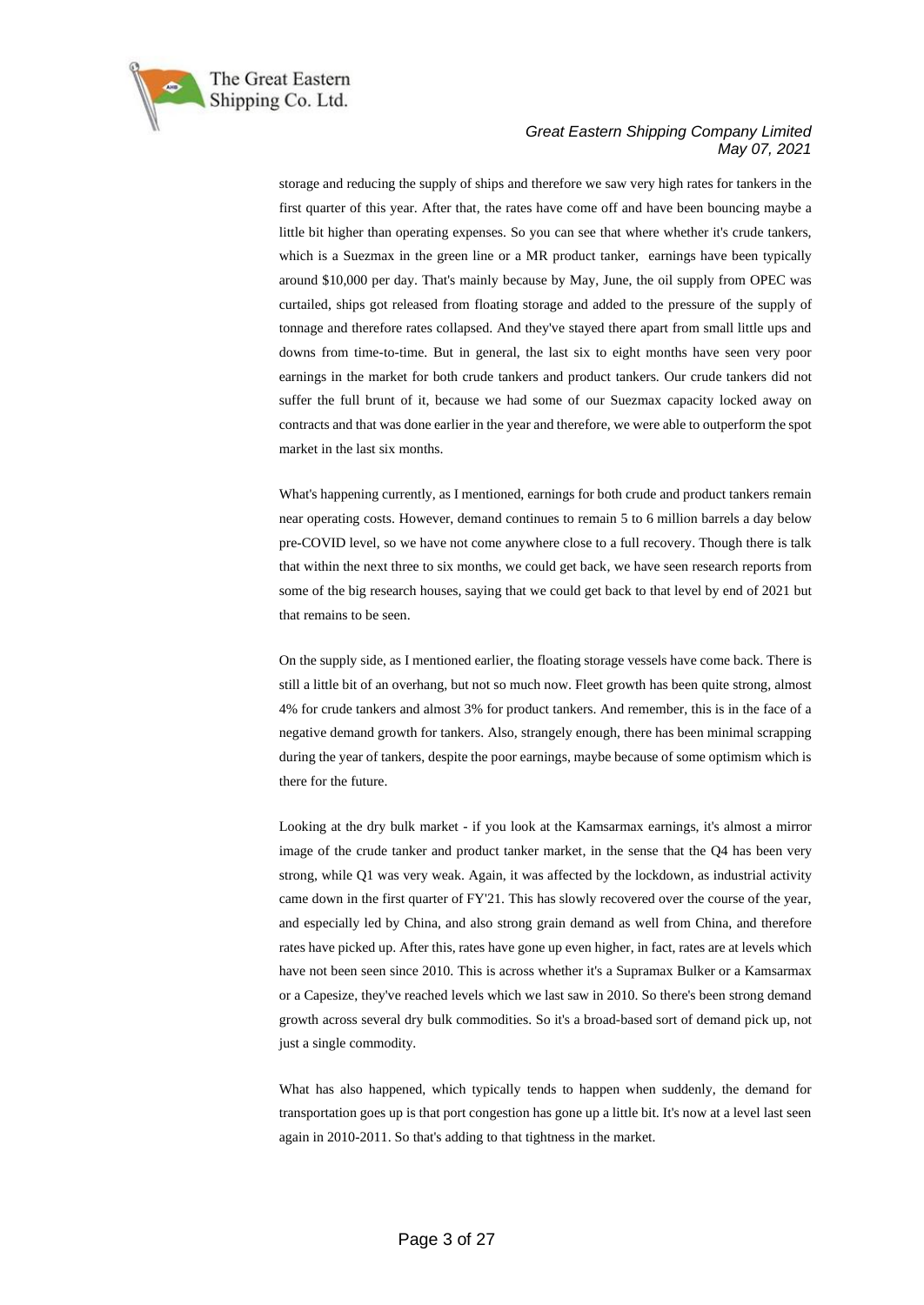storage and reducing the supply of ships and therefore we saw very high rates for tankers in the first quarter of this year. After that, the rates have come off and have been bouncing maybe a little bit higher than operating expenses. So you can see that where whether it's crude tankers, which is a Suezmax in the green line or a MR product tanker, earnings have been typically around $10,000 per day. That's mainly because by May, June, the oil supply from OPEC was curtailed, ships got released from floating storage and added to the pressure of the supply of tonnage and therefore rates collapsed. And they've stayed there apart from small little ups and downs from time-to-time. But in general, the last six to eight months have seen very poor earnings in the market for both crude tankers and product tankers. Our crude tankers did not suffer the full brunt of it, because we had some of our Suezmax capacity locked away on contracts and that was done earlier in the year and therefore, we were able to outperform the spot market in the last six months.

What's happening currently, as I mentioned, earnings for both crude and product tankers remain near operating costs. However, demand continues to remain 5 to 6 million barrels a day below pre-COVID level, so we have not come anywhere close to a full recovery. Though there is talk that within the next three to six months, we could get back, we have seen research reports from some of the big research houses, saying that we could get back to that level by end of 2021 but that remains to be seen.

On the supply side, as I mentioned earlier, the floating storage vessels have come back. There is still a little bit of an overhang, but not so much now. Fleet growth has been quite strong, almost 4% for crude tankers and almost 3% for product tankers. And remember, this is in the face of a negative demand growth for tankers. Also, strangely enough, there has been minimal scrapping during the year of tankers, despite the poor earnings, maybe because of some optimism which is there for the future.

Looking at the dry bulk market - if you look at the Kamsarmax earnings, it's almost a mirror image of the crude tanker and product tanker market, in the sense that the Q4 has been very strong, while Q1 was very weak. Again, it was affected by the lockdown, as industrial activity came down in the first quarter of FY'21. This has slowly recovered over the course of the year, and especially led by China, and also strong grain demand as well from China, and therefore rates have picked up. After this, rates have gone up even higher, in fact, rates are at levels which have not been seen since 2010. This is across whether it's a Supramax Bulker or a Kamsarmax or a Capesize, they've reached levels which we last saw in 2010. So there's been strong demand growth across several dry bulk commodities. So it's a broad-based sort of demand pick up, not just a single commodity.

What has also happened, which typically tends to happen when suddenly, the demand for transportation goes up is that port congestion has gone up a little bit. It's now at a level last seen again in 2010-2011. So that's adding to that tightness in the market.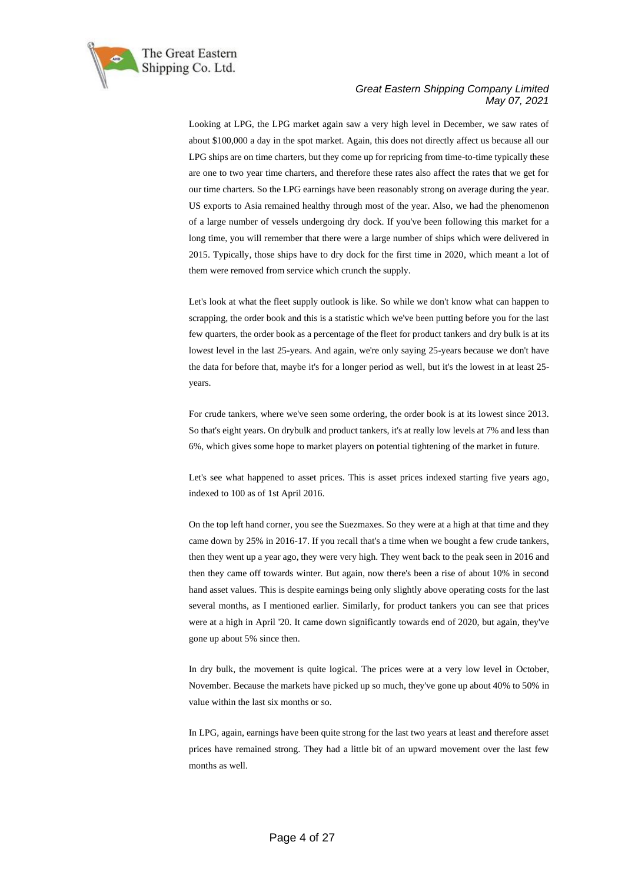Looking at LPG, the LPG market again saw a very high level in December, we saw rates of about $100,000 a day in the spot market. Again, this does not directly affect us because all our LPG ships are on time charters, but they come up for repricing from time-to-time typically these are one to two year time charters, and therefore these rates also affect the rates that we get for our time charters. So the LPG earnings have been reasonably strong on average during the year. US exports to Asia remained healthy through most of the year. Also, we had the phenomenon of a large number of vessels undergoing dry dock. If you've been following this market for a long time, you will remember that there were a large number of ships which were delivered in 2015. Typically, those ships have to dry dock for the first time in 2020, which meant a lot of them were removed from service which crunch the supply.

Let's look at what the fleet supply outlook is like. So while we don't know what can happen to scrapping, the order book and this is a statistic which we've been putting before you for the last few quarters, the order book as a percentage of the fleet for product tankers and dry bulk is at its lowest level in the last 25-years. And again, we're only saying 25-years because we don't have the data for before that, maybe it's for a longer period as well, but it's the lowest in at least 25-years.

For crude tankers, where we've seen some ordering, the order book is at its lowest since 2013. So that's eight years. On drybulk and product tankers, it's at really low levels at 7% and less than 6%, which gives some hope to market players on potential tightening of the market in future.

Let's see what happened to asset prices. This is asset prices indexed starting five years ago, indexed to 100 as of 1st April 2016.

On the top left hand corner, you see the Suezmaxes. So they were at a high at that time and they came down by 25% in 2016-17. If you recall that's a time when we bought a few crude tankers, then they went up a year ago, they were very high. They went back to the peak seen in 2016 and then they came off towards winter. But again, now there's been a rise of about 10% in second hand asset values. This is despite earnings being only slightly above operating costs for the last several months, as I mentioned earlier. Similarly, for product tankers you can see that prices were at a high in April '20. It came down significantly towards end of 2020, but again, they've gone up about 5% since then.

In dry bulk, the movement is quite logical. The prices were at a very low level in October, November. Because the markets have picked up so much, they've gone up about 40% to 50% in value within the last six months or so.

In LPG, again, earnings have been quite strong for the last two years at least and therefore asset prices have remained strong. They had a little bit of an upward movement over the last few months as well.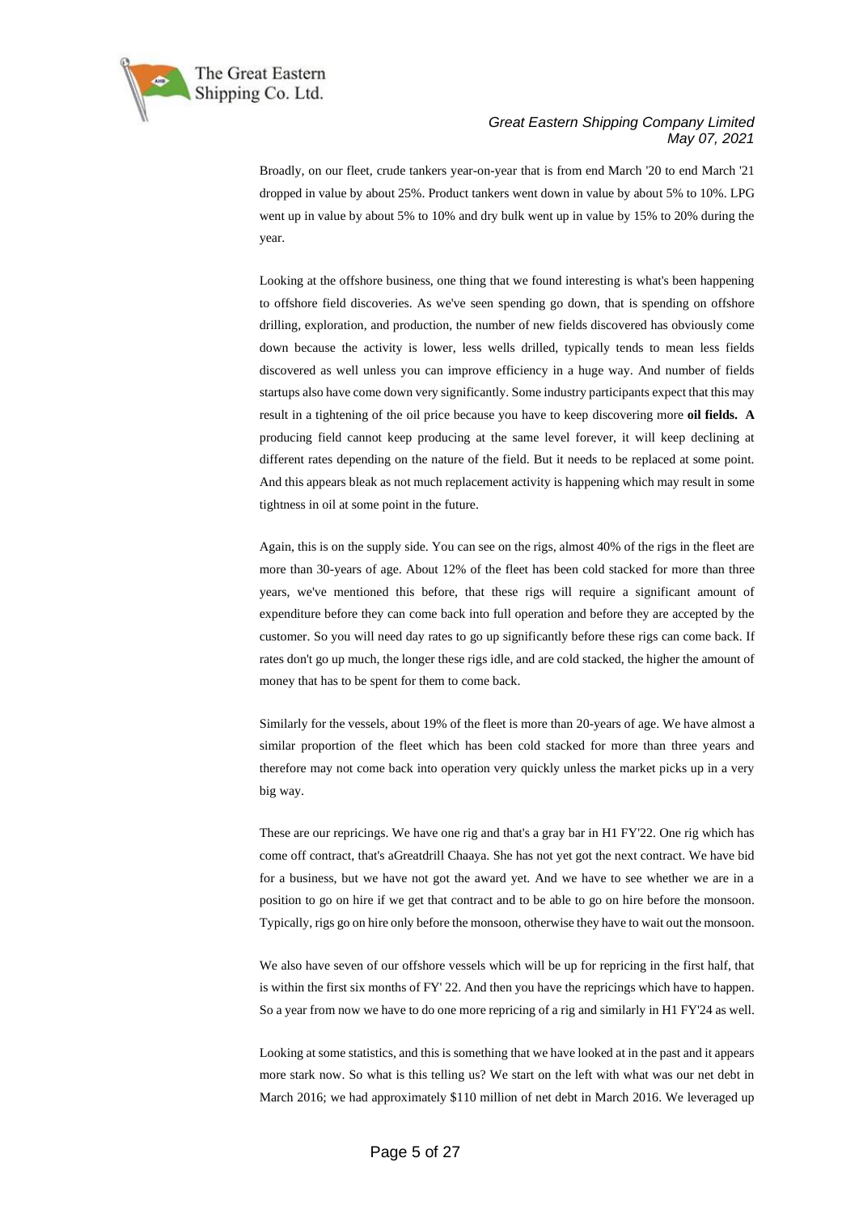Broadly, on our fleet, crude tankers year-on-year that is from end March '20 to end March '21 dropped in value by about 25%. Product tankers went down in value by about 5% to 10%. LPG went up in value by about 5% to 10% and dry bulk went up in value by 15% to 20% during the year.

Looking at the offshore business, one thing that we found interesting is what's been happening to offshore field discoveries. As we've seen spending go down, that is spending on offshore drilling, exploration, and production, the number of new fields discovered has obviously come down because the activity is lower, less wells drilled, typically tends to mean less fields discovered as well unless you can improve efficiency in a huge way. And number of fields startups also have come down very significantly. Some industry participants expect that this may result in a tightening of the oil price because you have to keep discovering more **oil fields. A** producing field cannot keep producing at the same level forever, it will keep declining at different rates depending on the nature of the field. But it needs to be replaced at some point. And this appears bleak as not much replacement activity is happening which may result in some tightness in oil at some point in the future.

Again, this is on the supply side. You can see on the rigs, almost 40% of the rigs in the fleet are more than 30-years of age. About 12% of the fleet has been cold stacked for more than three years, we've mentioned this before, that these rigs will require a significant amount of expenditure before they can come back into full operation and before they are accepted by the customer. So you will need day rates to go up significantly before these rigs can come back. If rates don't go up much, the longer these rigs idle, and are cold stacked, the higher the amount of money that has to be spent for them to come back.

Similarly for the vessels, about 19% of the fleet is more than 20-years of age. We have almost a similar proportion of the fleet which has been cold stacked for more than three years and therefore may not come back into operation very quickly unless the market picks up in a very big way.

These are our repricings. We have one rig and that's a gray bar in H1 FY'22. One rig which has come off contract, that's aGreatdrill Chaaya. She has not yet got the next contract. We have bid for a business, but we have not got the award yet. And we have to see whether we are in a position to go on hire if we get that contract and to be able to go on hire before the monsoon. Typically, rigs go on hire only before the monsoon, otherwise they have to wait out the monsoon.

We also have seven of our offshore vessels which will be up for repricing in the first half, that is within the first six months of FY' 22. And then you have the repricings which have to happen. So a year from now we have to do one more repricing of a rig and similarly in H1 FY'24 as well.

Looking at some statistics, and this is something that we have looked at in the past and it appears more stark now. So what is this telling us? We start on the left with what was our net debt in March 2016; we had approximately $110 million of net debt in March 2016. We leveraged up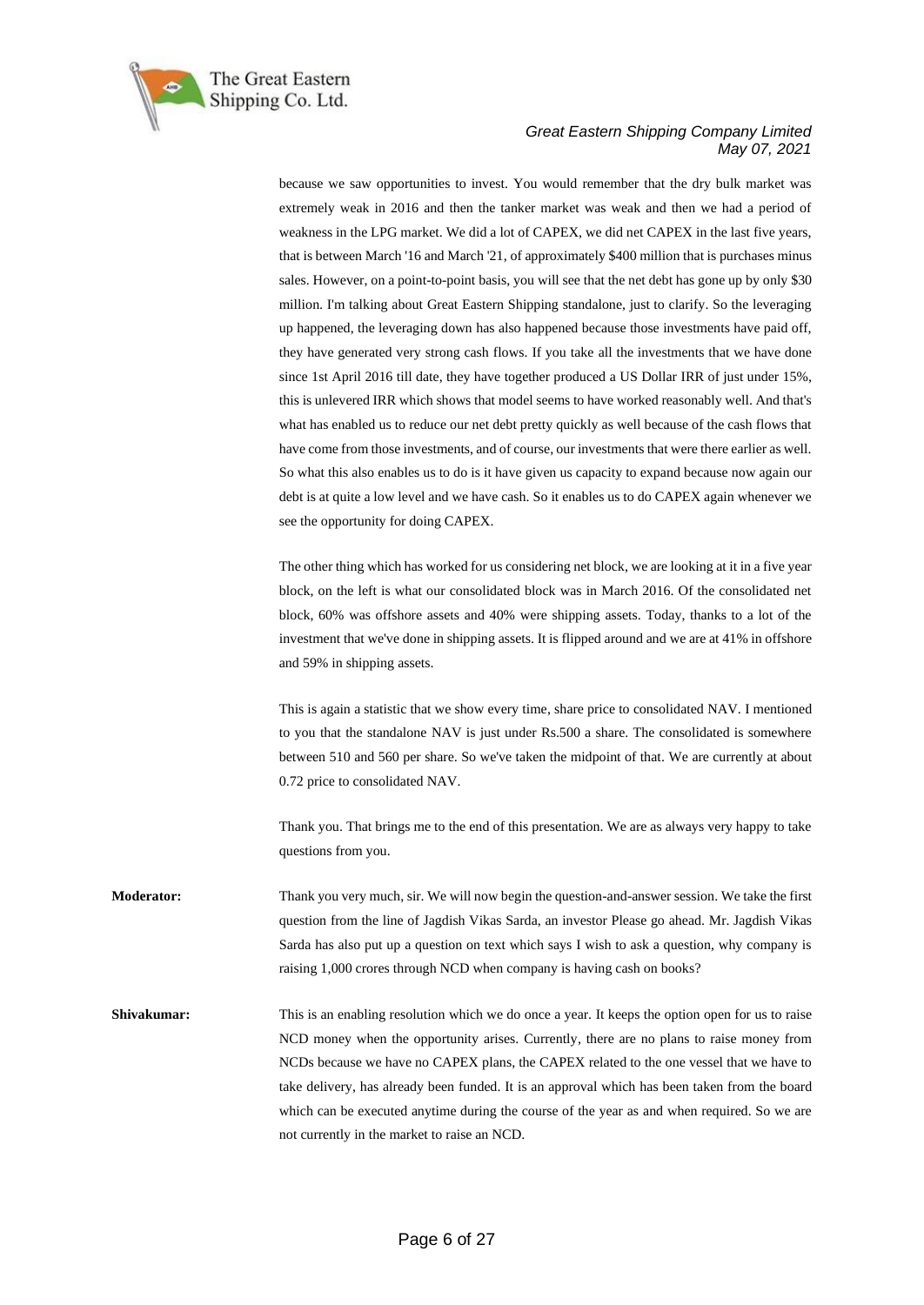because we saw opportunities to invest. You would remember that the dry bulk market was extremely weak in 2016 and then the tanker market was weak and then we had a period of weakness in the LPG market. We did a lot of CAPEX, we did net CAPEX in the last five years, that is between March '16 and March '21, of approximately $400 million that is purchases minus sales. However, on a point-to-point basis, you will see that the net debt has gone up by only $30 million. I'm talking about Great Eastern Shipping standalone, just to clarify. So the leveraging up happened, the leveraging down has also happened because those investments have paid off, they have generated very strong cash flows. If you take all the investments that we have done since 1st April 2016 till date, they have together produced a US Dollar IRR of just under 15%, this is unlevered IRR which shows that model seems to have worked reasonably well. And that's what has enabled us to reduce our net debt pretty quickly as well because of the cash flows that have come from those investments, and of course, our investments that were there earlier as well. So what this also enables us to do is it have given us capacity to expand because now again our debt is at quite a low level and we have cash. So it enables us to do CAPEX again whenever we see the opportunity for doing CAPEX.

The other thing which has worked for us considering net block, we are looking at it in a five year block, on the left is what our consolidated block was in March 2016. Of the consolidated net block, 60% was offshore assets and 40% were shipping assets. Today, thanks to a lot of the investment that we've done in shipping assets. It is flipped around and we are at 41% in offshore and 59% in shipping assets.

This is again a statistic that we show every time, share price to consolidated NAV. I mentioned to you that the standalone NAV is just under Rs.500 a share. The consolidated is somewhere between 510 and 560 per share. So we've taken the midpoint of that. We are currently at about 0.72 price to consolidated NAV.

Thank you. That brings me to the end of this presentation. We are as always very happy to take questions from you.

**Moderator:** Thank you very much, sir. We will now begin the question-and-answer session. We take the first question from the line of Jagdish Vikas Sarda, an investor Please go ahead. Mr. Jagdish Vikas Sarda has also put up a question on text which says I wish to ask a question, why company is raising 1,000 crores through NCD when company is having cash on books?

**Shivakumar:** This is an enabling resolution which we do once a year. It keeps the option open for us to raise NCD money when the opportunity arises. Currently, there are no plans to raise money from NCDs because we have no CAPEX plans, the CAPEX related to the one vessel that we have to take delivery, has already been funded. It is an approval which has been taken from the board which can be executed anytime during the course of the year as and when required. So we are not currently in the market to raise an NCD.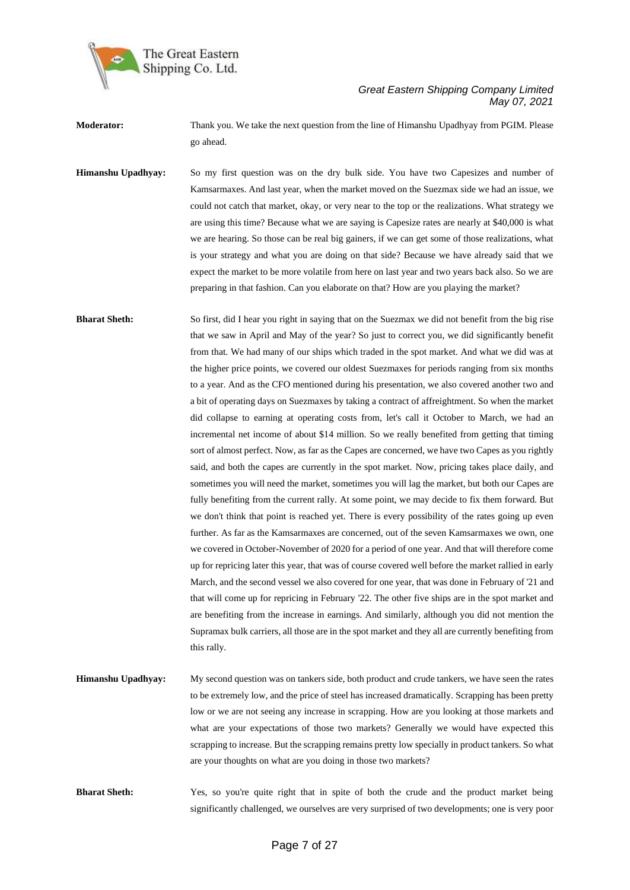**Moderator:** Thank you. We take the next question from the line of Himanshu Upadhyay from PGIM. Please go ahead.

**Himanshu Upadhyay:** So my first question was on the dry bulk side. You have two Capesizes and number of Kamsarmaxes. And last year, when the market moved on the Suezmax side we had an issue, we could not catch that market, okay, or very near to the top or the realizations. What strategy we are using this time? Because what we are saying is Capesize rates are nearly at $40,000 is what we are hearing. So those can be real big gainers, if we can get some of those realizations, what is your strategy and what you are doing on that side? Because we have already said that we expect the market to be more volatile from here on last year and two years back also. So we are preparing in that fashion. Can you elaborate on that? How are you playing the market?

**Bharat Sheth:** So first, did I hear you right in saying that on the Suezmax we did not benefit from the big rise that we saw in April and May of the year? So just to correct you, we did significantly benefit from that. We had many of our ships which traded in the spot market. And what we did was at the higher price points, we covered our oldest Suezmaxes for periods ranging from six months to a year. And as the CFO mentioned during his presentation, we also covered another two and a bit of operating days on Suezmaxes by taking a contract of affreightment. So when the market did collapse to earning at operating costs from, let's call it October to March, we had an incremental net income of about $14 million. So we really benefited from getting that timing sort of almost perfect. Now, as far as the Capes are concerned, we have two Capes as you rightly said, and both the capes are currently in the spot market. Now, pricing takes place daily, and sometimes you will need the market, sometimes you will lag the market, but both our Capes are fully benefiting from the current rally. At some point, we may decide to fix them forward. But we don't think that point is reached yet. There is every possibility of the rates going up even further. As far as the Kamsarmaxes are concerned, out of the seven Kamsarmaxes we own, one we covered in October-November of 2020 for a period of one year. And that will therefore come up for repricing later this year, that was of course covered well before the market rallied in early March, and the second vessel we also covered for one year, that was done in February of '21 and that will come up for repricing in February '22. The other five ships are in the spot market and are benefiting from the increase in earnings. And similarly, although you did not mention the Supramax bulk carriers, all those are in the spot market and they all are currently benefiting from this rally.

**Himanshu Upadhyay:** My second question was on tankers side, both product and crude tankers, we have seen the rates to be extremely low, and the price of steel has increased dramatically. Scrapping has been pretty low or we are not seeing any increase in scrapping. How are you looking at those markets and what are your expectations of those two markets? Generally we would have expected this scrapping to increase. But the scrapping remains pretty low specially in product tankers. So what are your thoughts on what are you doing in those two markets?

**Bharat Sheth:** Yes, so you're quite right that in spite of both the crude and the product market being significantly challenged, we ourselves are very surprised of two developments; one is very poor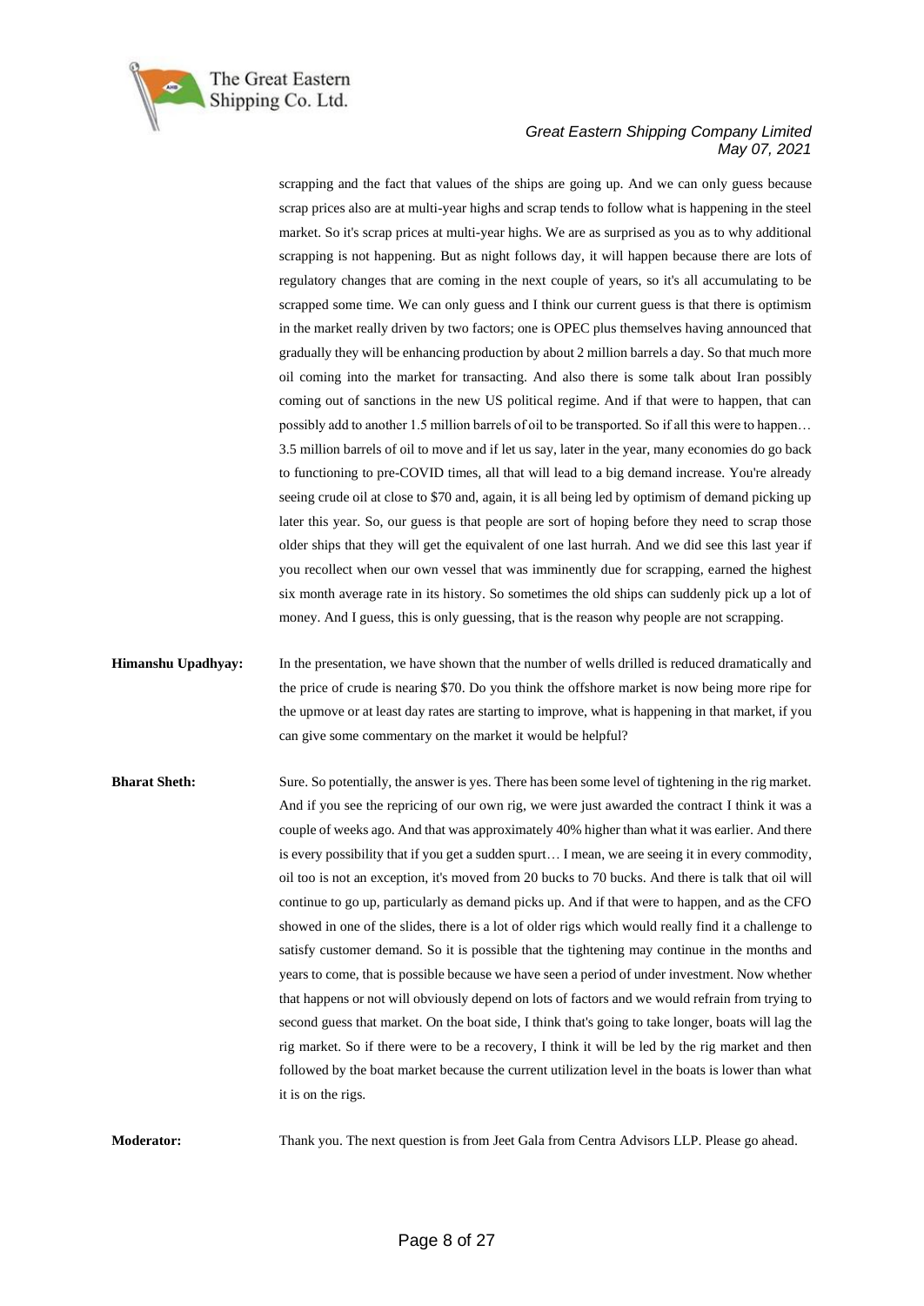scrapping and the fact that values of the ships are going up. And we can only guess because scrap prices also are at multi-year highs and scrap tends to follow what is happening in the steel market. So it's scrap prices at multi-year highs. We are as surprised as you as to why additional scrapping is not happening. But as night follows day, it will happen because there are lots of regulatory changes that are coming in the next couple of years, so it's all accumulating to be scrapped some time. We can only guess and I think our current guess is that there is optimism in the market really driven by two factors; one is OPEC plus themselves having announced that gradually they will be enhancing production by about 2 million barrels a day. So that much more oil coming into the market for transacting. And also there is some talk about Iran possibly coming out of sanctions in the new US political regime. And if that were to happen, that can possibly add to another 1.5 million barrels of oil to be transported. So if all this were to happen… 3.5 million barrels of oil to move and if let us say, later in the year, many economies do go back to functioning to pre-COVID times, all that will lead to a big demand increase. You're already seeing crude oil at close to $70 and, again, it is all being led by optimism of demand picking up later this year. So, our guess is that people are sort of hoping before they need to scrap those older ships that they will get the equivalent of one last hurrah. And we did see this last year if you recollect when our own vessel that was imminently due for scrapping, earned the highest six month average rate in its history. So sometimes the old ships can suddenly pick up a lot of money. And I guess, this is only guessing, that is the reason why people are not scrapping.

**Himanshu Upadhyay:** In the presentation, we have shown that the number of wells drilled is reduced dramatically and the price of crude is nearing $70. Do you think the offshore market is now being more ripe for the upmove or at least day rates are starting to improve, what is happening in that market, if you can give some commentary on the market it would be helpful?

**Bharat Sheth:** Sure. So potentially, the answer is yes. There has been some level of tightening in the rig market. And if you see the repricing of our own rig, we were just awarded the contract I think it was a couple of weeks ago. And that was approximately 40% higher than what it was earlier. And there is every possibility that if you get a sudden spurt… I mean, we are seeing it in every commodity, oil too is not an exception, it's moved from 20 bucks to 70 bucks. And there is talk that oil will continue to go up, particularly as demand picks up. And if that were to happen, and as the CFO showed in one of the slides, there is a lot of older rigs which would really find it a challenge to satisfy customer demand. So it is possible that the tightening may continue in the months and years to come, that is possible because we have seen a period of under investment. Now whether that happens or not will obviously depend on lots of factors and we would refrain from trying to second guess that market. On the boat side, I think that's going to take longer, boats will lag the rig market. So if there were to be a recovery, I think it will be led by the rig market and then followed by the boat market because the current utilization level in the boats is lower than what it is on the rigs.

**Moderator:** Thank you. The next question is from Jeet Gala from Centra Advisors LLP. Please go ahead.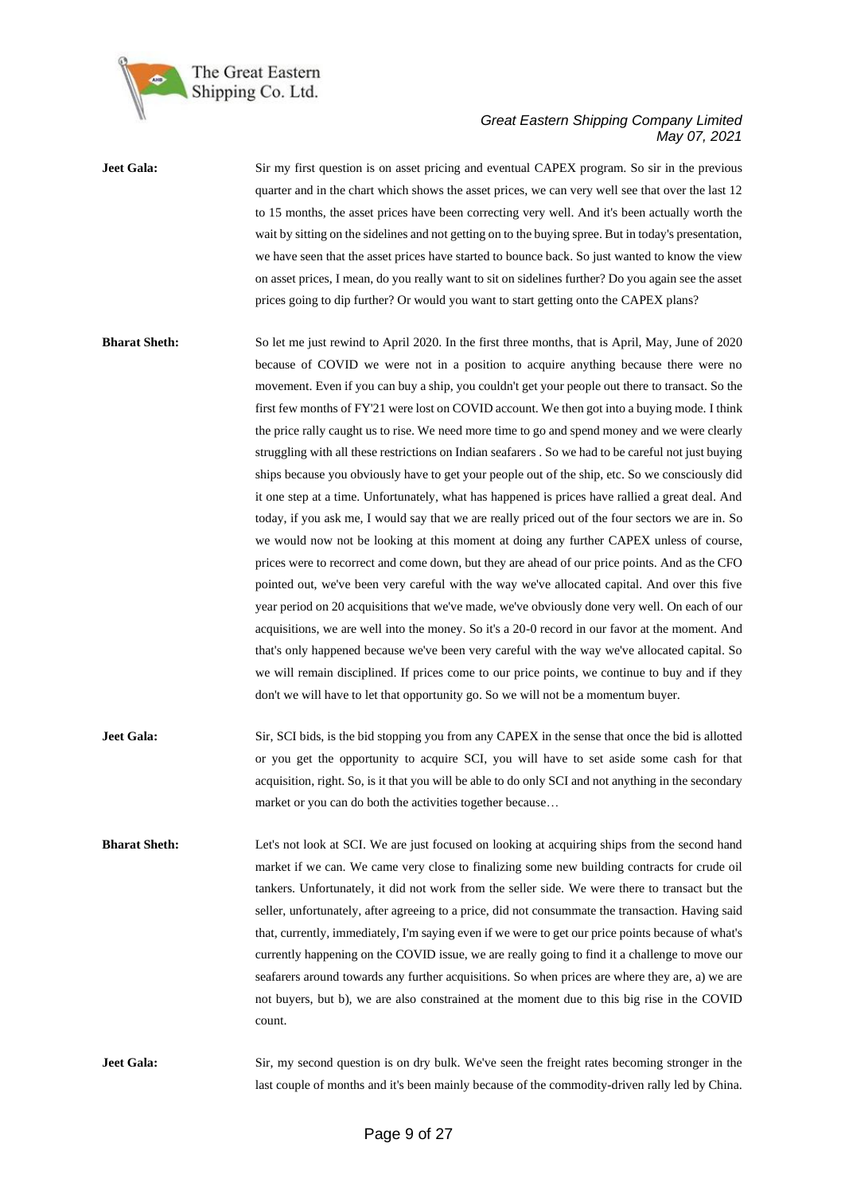**Jeet Gala:** Sir my first question is on asset pricing and eventual CAPEX program. So sir in the previous quarter and in the chart which shows the asset prices, we can very well see that over the last 12 to 15 months, the asset prices have been correcting very well. And it's been actually worth the wait by sitting on the sidelines and not getting on to the buying spree. But in today's presentation, we have seen that the asset prices have started to bounce back. So just wanted to know the view on asset prices, I mean, do you really want to sit on sidelines further? Do you again see the asset prices going to dip further? Or would you want to start getting onto the CAPEX plans?

**Bharat Sheth:** So let me just rewind to April 2020. In the first three months, that is April, May, June of 2020 because of COVID we were not in a position to acquire anything because there were no movement. Even if you can buy a ship, you couldn't get your people out there to transact. So the first few months of FY'21 were lost on COVID account. We then got into a buying mode. I think the price rally caught us to rise. We need more time to go and spend money and we were clearly struggling with all these restrictions on Indian seafarers . So we had to be careful not just buying ships because you obviously have to get your people out of the ship, etc. So we consciously did it one step at a time. Unfortunately, what has happened is prices have rallied a great deal. And today, if you ask me, I would say that we are really priced out of the four sectors we are in. So we would now not be looking at this moment at doing any further CAPEX unless of course, prices were to recorrect and come down, but they are ahead of our price points. And as the CFO pointed out, we've been very careful with the way we've allocated capital. And over this five year period on 20 acquisitions that we've made, we've obviously done very well. On each of our acquisitions, we are well into the money. So it's a 20-0 record in our favor at the moment. And that's only happened because we've been very careful with the way we've allocated capital. So we will remain disciplined. If prices come to our price points, we continue to buy and if they don't we will have to let that opportunity go. So we will not be a momentum buyer.

**Jeet Gala:** Sir, SCI bids, is the bid stopping you from any CAPEX in the sense that once the bid is allotted or you get the opportunity to acquire SCI, you will have to set aside some cash for that acquisition, right. So, is it that you will be able to do only SCI and not anything in the secondary market or you can do both the activities together because…

**Bharat Sheth:** Let's not look at SCI. We are just focused on looking at acquiring ships from the second hand market if we can. We came very close to finalizing some new building contracts for crude oil tankers. Unfortunately, it did not work from the seller side. We were there to transact but the seller, unfortunately, after agreeing to a price, did not consummate the transaction. Having said that, currently, immediately, I'm saying even if we were to get our price points because of what's currently happening on the COVID issue, we are really going to find it a challenge to move our seafarers around towards any further acquisitions. So when prices are where they are, a) we are not buyers, but b), we are also constrained at the moment due to this big rise in the COVID count.

**Jeet Gala:** Sir, my second question is on dry bulk. We've seen the freight rates becoming stronger in the last couple of months and it's been mainly because of the commodity-driven rally led by China.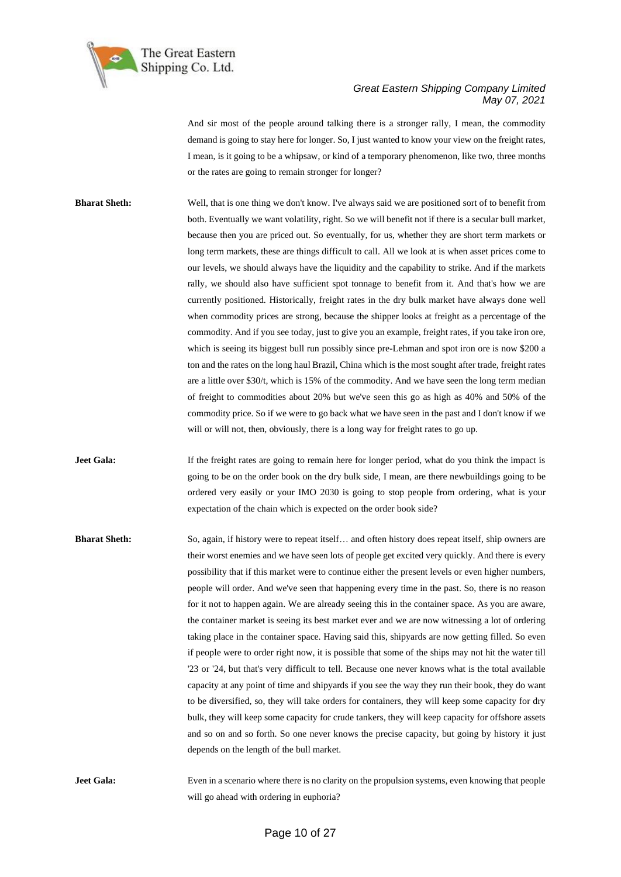And sir most of the people around talking there is a stronger rally, I mean, the commodity demand is going to stay here for longer. So, I just wanted to know your view on the freight rates, I mean, is it going to be a whipsaw, or kind of a temporary phenomenon, like two, three months or the rates are going to remain stronger for longer?

**Bharat Sheth:** Well, that is one thing we don't know. I've always said we are positioned sort of to benefit from both. Eventually we want volatility, right. So we will benefit not if there is a secular bull market, because then you are priced out. So eventually, for us, whether they are short term markets or long term markets, these are things difficult to call. All we look at is when asset prices come to our levels, we should always have the liquidity and the capability to strike. And if the markets rally, we should also have sufficient spot tonnage to benefit from it. And that's how we are currently positioned. Historically, freight rates in the dry bulk market have always done well when commodity prices are strong, because the shipper looks at freight as a percentage of the commodity. And if you see today, just to give you an example, freight rates, if you take iron ore, which is seeing its biggest bull run possibly since pre-Lehman and spot iron ore is now $200 a ton and the rates on the long haul Brazil, China which is the most sought after trade, freight rates are a little over $30/t, which is 15% of the commodity. And we have seen the long term median of freight to commodities about 20% but we've seen this go as high as 40% and 50% of the commodity price. So if we were to go back what we have seen in the past and I don't know if we will or will not, then, obviously, there is a long way for freight rates to go up.

**Jeet Gala:** If the freight rates are going to remain here for longer period, what do you think the impact is going to be on the order book on the dry bulk side, I mean, are there newbuildings going to be ordered very easily or your IMO 2030 is going to stop people from ordering, what is your expectation of the chain which is expected on the order book side?

**Bharat Sheth:** So, again, if history were to repeat itself… and often history does repeat itself, ship owners are their worst enemies and we have seen lots of people get excited very quickly. And there is every possibility that if this market were to continue either the present levels or even higher numbers, people will order. And we've seen that happening every time in the past. So, there is no reason for it not to happen again. We are already seeing this in the container space. As you are aware, the container market is seeing its best market ever and we are now witnessing a lot of ordering taking place in the container space. Having said this, shipyards are now getting filled. So even if people were to order right now, it is possible that some of the ships may not hit the water till '23 or '24, but that's very difficult to tell. Because one never knows what is the total available capacity at any point of time and shipyards if you see the way they run their book, they do want to be diversified, so, they will take orders for containers, they will keep some capacity for dry bulk, they will keep some capacity for crude tankers, they will keep capacity for offshore assets and so on and so forth. So one never knows the precise capacity, but going by history it just depends on the length of the bull market.

**Jeet Gala:** Even in a scenario where there is no clarity on the propulsion systems, even knowing that people will go ahead with ordering in euphoria?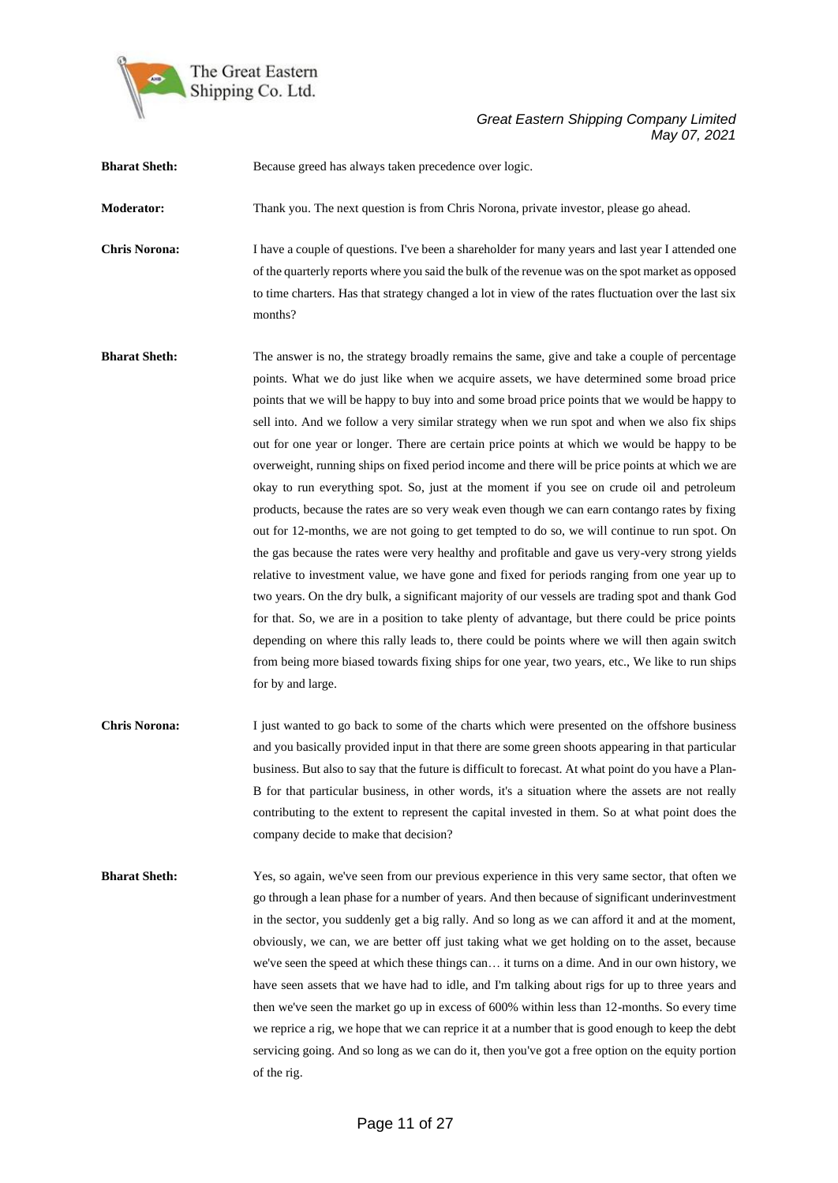**Bharat Sheth:** Because greed has always taken precedence over logic.

**Moderator:** Thank you. The next question is from Chris Norona, private investor, please go ahead.

**Chris Norona:** I have a couple of questions. I've been a shareholder for many years and last year I attended one of the quarterly reports where you said the bulk of the revenue was on the spot market as opposed to time charters. Has that strategy changed a lot in view of the rates fluctuation over the last six months?

**Bharat Sheth:** The answer is no, the strategy broadly remains the same, give and take a couple of percentage points. What we do just like when we acquire assets, we have determined some broad price points that we will be happy to buy into and some broad price points that we would be happy to sell into. And we follow a very similar strategy when we run spot and when we also fix ships out for one year or longer. There are certain price points at which we would be happy to be overweight, running ships on fixed period income and there will be price points at which we are okay to run everything spot. So, just at the moment if you see on crude oil and petroleum products, because the rates are so very weak even though we can earn contango rates by fixing out for 12-months, we are not going to get tempted to do so, we will continue to run spot. On the gas because the rates were very healthy and profitable and gave us very-very strong yields relative to investment value, we have gone and fixed for periods ranging from one year up to two years. On the dry bulk, a significant majority of our vessels are trading spot and thank God for that. So, we are in a position to take plenty of advantage, but there could be price points depending on where this rally leads to, there could be points where we will then again switch from being more biased towards fixing ships for one year, two years, etc., We like to run ships for by and large.

**Chris Norona:** I just wanted to go back to some of the charts which were presented on the offshore business and you basically provided input in that there are some green shoots appearing in that particular business. But also to say that the future is difficult to forecast. At what point do you have a Plan-B for that particular business, in other words, it's a situation where the assets are not really contributing to the extent to represent the capital invested in them. So at what point does the company decide to make that decision?

**Bharat Sheth:** Yes, so again, we've seen from our previous experience in this very same sector, that often we go through a lean phase for a number of years. And then because of significant underinvestment in the sector, you suddenly get a big rally. And so long as we can afford it and at the moment, obviously, we can, we are better off just taking what we get holding on to the asset, because we've seen the speed at which these things can… it turns on a dime. And in our own history, we have seen assets that we have had to idle, and I'm talking about rigs for up to three years and then we've seen the market go up in excess of 600% within less than 12-months. So every time we reprice a rig, we hope that we can reprice it at a number that is good enough to keep the debt servicing going. And so long as we can do it, then you've got a free option on the equity portion of the rig.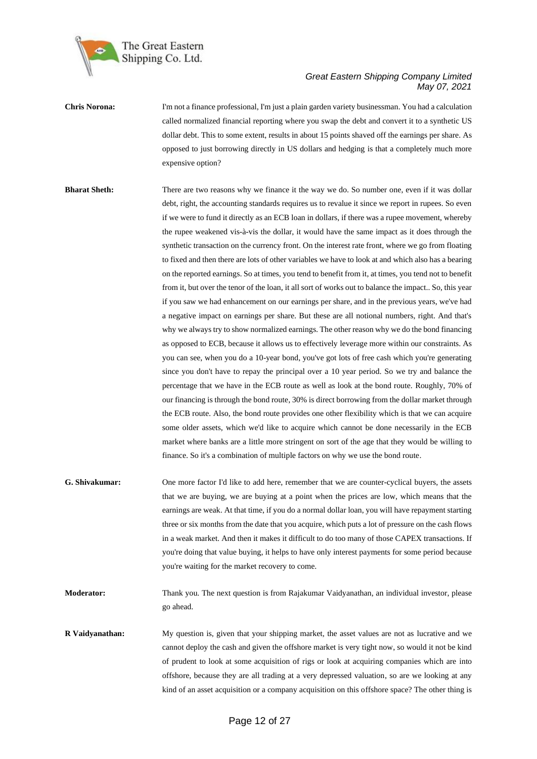**Chris Norona:** I'm not a finance professional, I'm just a plain garden variety businessman. You had a calculation called normalized financial reporting where you swap the debt and convert it to a synthetic US dollar debt. This to some extent, results in about 15 points shaved off the earnings per share. As opposed to just borrowing directly in US dollars and hedging is that a completely much more expensive option?

**Bharat Sheth:** There are two reasons why we finance it the way we do. So number one, even if it was dollar debt, right, the accounting standards requires us to revalue it since we report in rupees. So even if we were to fund it directly as an ECB loan in dollars, if there was a rupee movement, whereby the rupee weakened vis-à-vis the dollar, it would have the same impact as it does through the synthetic transaction on the currency front. On the interest rate front, where we go from floating to fixed and then there are lots of other variables we have to look at and which also has a bearing on the reported earnings. So at times, you tend to benefit from it, at times, you tend not to benefit from it, but over the tenor of the loan, it all sort of works out to balance the impact.. So, this year if you saw we had enhancement on our earnings per share, and in the previous years, we've had a negative impact on earnings per share. But these are all notional numbers, right. And that's why we always try to show normalized earnings. The other reason why we do the bond financing as opposed to ECB, because it allows us to effectively leverage more within our constraints. As you can see, when you do a 10-year bond, you've got lots of free cash which you're generating since you don't have to repay the principal over a 10 year period. So we try and balance the percentage that we have in the ECB route as well as look at the bond route. Roughly, 70% of our financing is through the bond route, 30% is direct borrowing from the dollar market through the ECB route. Also, the bond route provides one other flexibility which is that we can acquire some older assets, which we'd like to acquire which cannot be done necessarily in the ECB market where banks are a little more stringent on sort of the age that they would be willing to finance. So it's a combination of multiple factors on why we use the bond route.

**G. Shivakumar:** One more factor I'd like to add here, remember that we are counter-cyclical buyers, the assets that we are buying, we are buying at a point when the prices are low, which means that the earnings are weak. At that time, if you do a normal dollar loan, you will have repayment starting three or six months from the date that you acquire, which puts a lot of pressure on the cash flows in a weak market. And then it makes it difficult to do too many of those CAPEX transactions. If you're doing that value buying, it helps to have only interest payments for some period because you're waiting for the market recovery to come.

**Moderator:** Thank you. The next question is from Rajakumar Vaidyanathan, an individual investor, please go ahead.

**R Vaidyanathan:** My question is, given that your shipping market, the asset values are not as lucrative and we cannot deploy the cash and given the offshore market is very tight now, so would it not be kind of prudent to look at some acquisition of rigs or look at acquiring companies which are into offshore, because they are all trading at a very depressed valuation, so are we looking at any kind of an asset acquisition or a company acquisition on this offshore space? The other thing is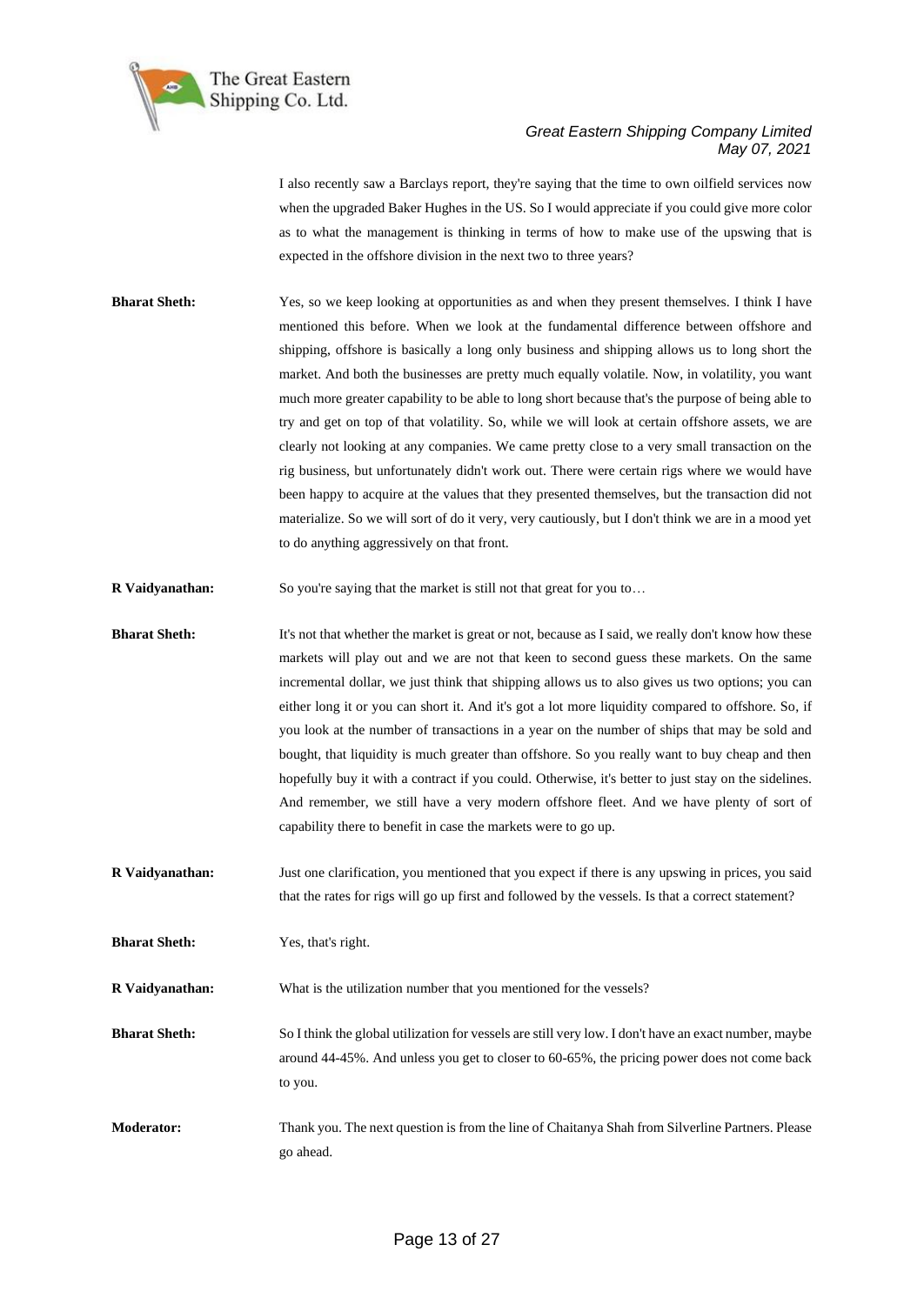I also recently saw a Barclays report, they're saying that the time to own oilfield services now when the upgraded Baker Hughes in the US. So I would appreciate if you could give more color as to what the management is thinking in terms of how to make use of the upswing that is expected in the offshore division in the next two to three years?

**Bharat Sheth:** Yes, so we keep looking at opportunities as and when they present themselves. I think I have mentioned this before. When we look at the fundamental difference between offshore and shipping, offshore is basically a long only business and shipping allows us to long short the market. And both the businesses are pretty much equally volatile. Now, in volatility, you want much more greater capability to be able to long short because that's the purpose of being able to try and get on top of that volatility. So, while we will look at certain offshore assets, we are clearly not looking at any companies. We came pretty close to a very small transaction on the rig business, but unfortunately didn't work out. There were certain rigs where we would have been happy to acquire at the values that they presented themselves, but the transaction did not materialize. So we will sort of do it very, very cautiously, but I don't think we are in a mood yet to do anything aggressively on that front.

**R Vaidyanathan:** So you're saying that the market is still not that great for you to…

**Bharat Sheth:** It's not that whether the market is great or not, because as I said, we really don't know how these markets will play out and we are not that keen to second guess these markets. On the same incremental dollar, we just think that shipping allows us to also gives us two options; you can either long it or you can short it. And it's got a lot more liquidity compared to offshore. So, if you look at the number of transactions in a year on the number of ships that may be sold and bought, that liquidity is much greater than offshore. So you really want to buy cheap and then hopefully buy it with a contract if you could. Otherwise, it's better to just stay on the sidelines. And remember, we still have a very modern offshore fleet. And we have plenty of sort of capability there to benefit in case the markets were to go up.

**R Vaidyanathan:** Just one clarification, you mentioned that you expect if there is any upswing in prices, you said that the rates for rigs will go up first and followed by the vessels. Is that a correct statement?

**Bharat Sheth:** Yes, that's right.

**R Vaidyanathan:** What is the utilization number that you mentioned for the vessels?

**Bharat Sheth:** So I think the global utilization for vessels are still very low. I don't have an exact number, maybe around 44-45%. And unless you get to closer to 60-65%, the pricing power does not come back to you.

**Moderator:** Thank you. The next question is from the line of Chaitanya Shah from Silverline Partners. Please go ahead.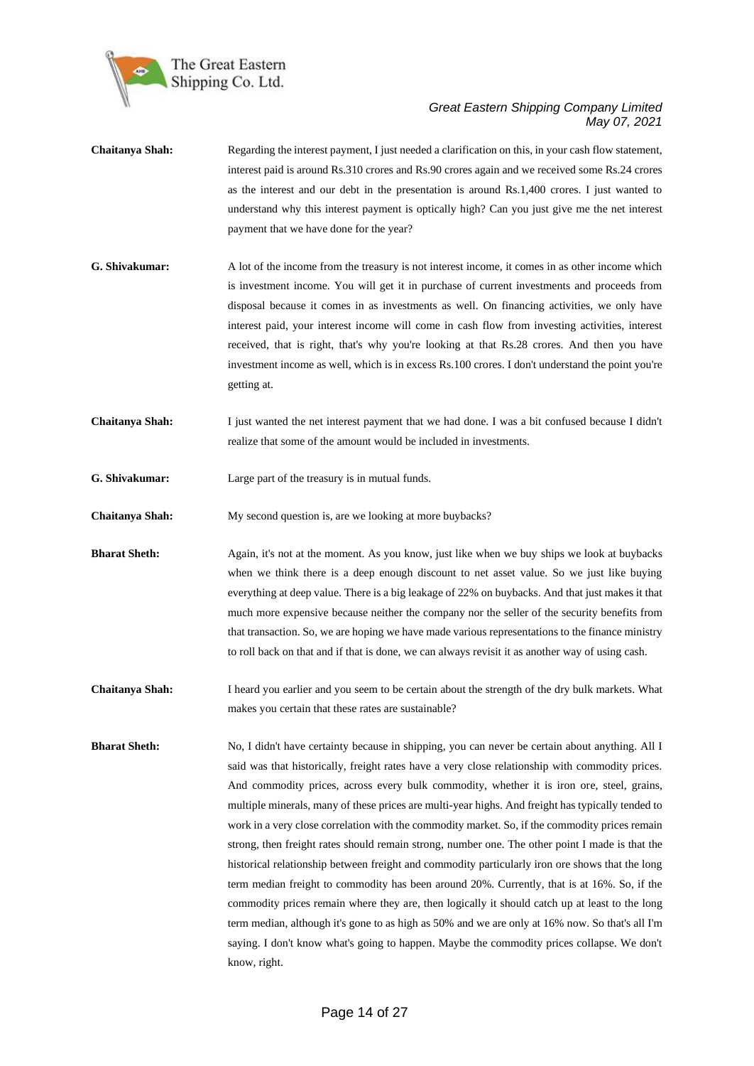**Chaitanya Shah:** Regarding the interest payment, I just needed a clarification on this, in your cash flow statement, interest paid is around Rs.310 crores and Rs.90 crores again and we received some Rs.24 crores as the interest and our debt in the presentation is around Rs.1,400 crores. I just wanted to understand why this interest payment is optically high? Can you just give me the net interest payment that we have done for the year?

**G. Shivakumar:** A lot of the income from the treasury is not interest income, it comes in as other income which is investment income. You will get it in purchase of current investments and proceeds from disposal because it comes in as investments as well. On financing activities, we only have interest paid, your interest income will come in cash flow from investing activities, interest received, that is right, that's why you're looking at that Rs.28 crores. And then you have investment income as well, which is in excess Rs.100 crores. I don't understand the point you're getting at.

**Chaitanya Shah:** I just wanted the net interest payment that we had done. I was a bit confused because I didn't realize that some of the amount would be included in investments.

**G. Shivakumar:** Large part of the treasury is in mutual funds.

**Chaitanya Shah:** My second question is, are we looking at more buybacks?

**Bharat Sheth:** Again, it's not at the moment. As you know, just like when we buy ships we look at buybacks when we think there is a deep enough discount to net asset value. So we just like buying everything at deep value. There is a big leakage of 22% on buybacks. And that just makes it that much more expensive because neither the company nor the seller of the security benefits from that transaction. So, we are hoping we have made various representations to the finance ministry to roll back on that and if that is done, we can always revisit it as another way of using cash.

**Chaitanya Shah:** I heard you earlier and you seem to be certain about the strength of the dry bulk markets. What makes you certain that these rates are sustainable?

**Bharat Sheth:** No, I didn't have certainty because in shipping, you can never be certain about anything. All I said was that historically, freight rates have a very close relationship with commodity prices. And commodity prices, across every bulk commodity, whether it is iron ore, steel, grains, multiple minerals, many of these prices are multi-year highs. And freight has typically tended to work in a very close correlation with the commodity market. So, if the commodity prices remain strong, then freight rates should remain strong, number one. The other point I made is that the historical relationship between freight and commodity particularly iron ore shows that the long term median freight to commodity has been around 20%. Currently, that is at 16%. So, if the commodity prices remain where they are, then logically it should catch up at least to the long term median, although it's gone to as high as 50% and we are only at 16% now. So that's all I'm saying. I don't know what's going to happen. Maybe the commodity prices collapse. We don't know, right.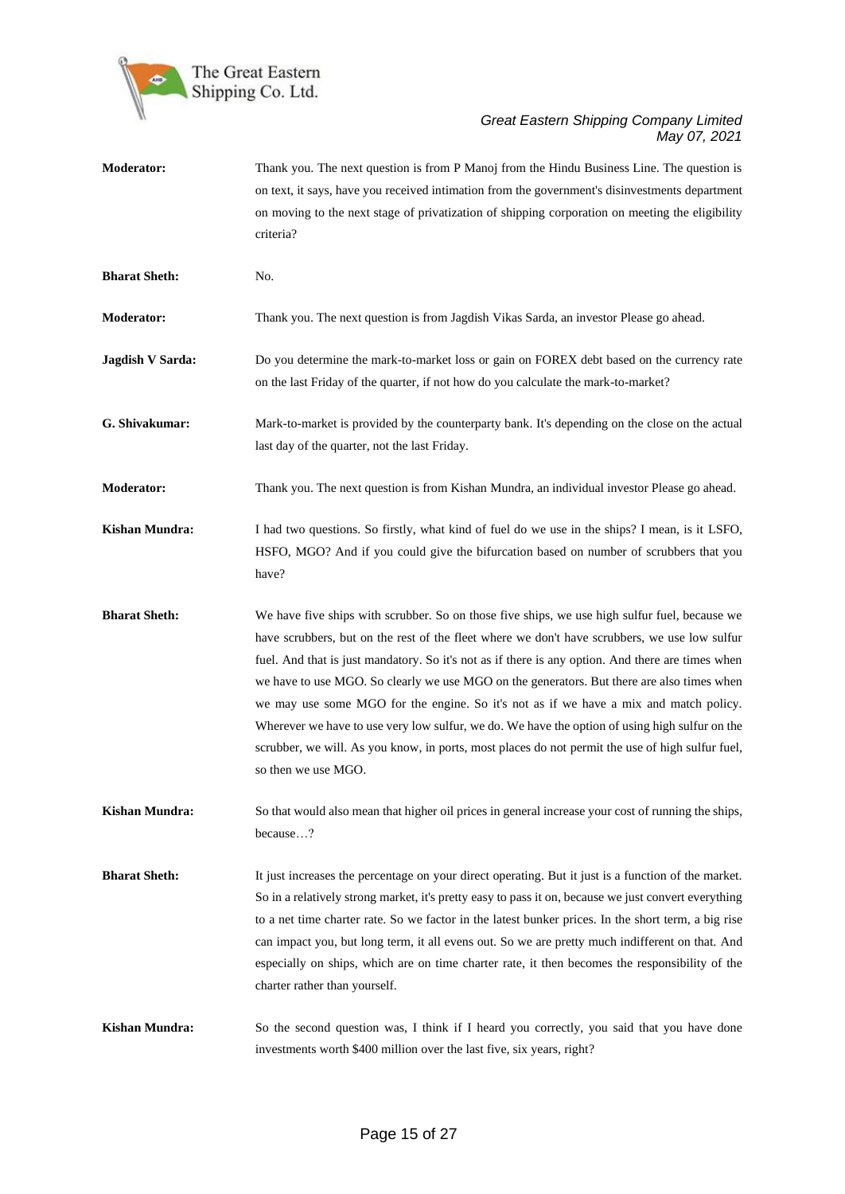**Moderator:** Thank you. The next question is from P Manoj from the Hindu Business Line. The question is on text, it says, have you received intimation from the government's disinvestments department on moving to the next stage of privatization of shipping corporation on meeting the eligibility criteria?

**Bharat Sheth:** No.

**Moderator:** Thank you. The next question is from Jagdish Vikas Sarda, an investor Please go ahead.

**Jagdish V Sarda:** Do you determine the mark-to-market loss or gain on FOREX debt based on the currency rate on the last Friday of the quarter, if not how do you calculate the mark-to-market?

**G. Shivakumar:** Mark-to-market is provided by the counterparty bank. It's depending on the close on the actual last day of the quarter, not the last Friday.

**Moderator:** Thank you. The next question is from Kishan Mundra, an individual investor Please go ahead.

**Kishan Mundra:** I had two questions. So firstly, what kind of fuel do we use in the ships? I mean, is it LSFO, HSFO, MGO? And if you could give the bifurcation based on number of scrubbers that you have?

**Bharat Sheth:** We have five ships with scrubber. So on those five ships, we use high sulfur fuel, because we have scrubbers, but on the rest of the fleet where we don't have scrubbers, we use low sulfur fuel. And that is just mandatory. So it's not as if there is any option. And there are times when we have to use MGO. So clearly we use MGO on the generators. But there are also times when we may use some MGO for the engine. So it's not as if we have a mix and match policy. Wherever we have to use very low sulfur, we do. We have the option of using high sulfur on the scrubber, we will. As you know, in ports, most places do not permit the use of high sulfur fuel, so then we use MGO.

**Kishan Mundra:** So that would also mean that higher oil prices in general increase your cost of running the ships, because…?

**Bharat Sheth:** It just increases the percentage on your direct operating. But it just is a function of the market. So in a relatively strong market, it's pretty easy to pass it on, because we just convert everything to a net time charter rate. So we factor in the latest bunker prices. In the short term, a big rise can impact you, but long term, it all evens out. So we are pretty much indifferent on that. And especially on ships, which are on time charter rate, it then becomes the responsibility of the charter rather than yourself.

**Kishan Mundra:** So the second question was, I think if I heard you correctly, you said that you have done investments worth $400 million over the last five, six years, right?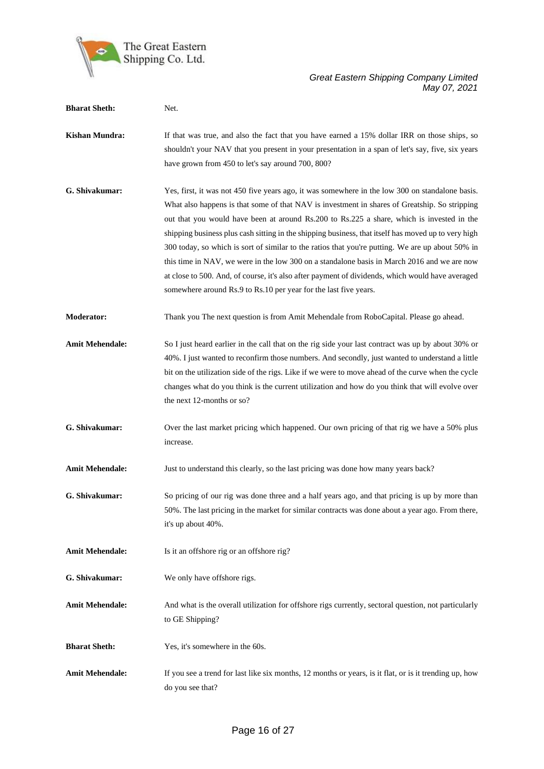**Bharat Sheth:** Net.

**Kishan Mundra:** If that was true, and also the fact that you have earned a 15% dollar IRR on those ships, so shouldn't your NAV that you present in your presentation in a span of let's say, five, six years have grown from 450 to let's say around 700, 800?

**G. Shivakumar:** Yes, first, it was not 450 five years ago, it was somewhere in the low 300 on standalone basis. What also happens is that some of that NAV is investment in shares of Greatship. So stripping out that you would have been at around Rs.200 to Rs.225 a share, which is invested in the shipping business plus cash sitting in the shipping business, that itself has moved up to very high 300 today, so which is sort of similar to the ratios that you're putting. We are up about 50% in this time in NAV, we were in the low 300 on a standalone basis in March 2016 and we are now at close to 500. And, of course, it's also after payment of dividends, which would have averaged somewhere around Rs.9 to Rs.10 per year for the last five years.

**Moderator:** Thank you The next question is from Amit Mehendale from RoboCapital. Please go ahead.

**Amit Mehendale:** So I just heard earlier in the call that on the rig side your last contract was up by about 30% or 40%. I just wanted to reconfirm those numbers. And secondly, just wanted to understand a little bit on the utilization side of the rigs. Like if we were to move ahead of the curve when the cycle changes what do you think is the current utilization and how do you think that will evolve over the next 12-months or so?

**G. Shivakumar:** Over the last market pricing which happened. Our own pricing of that rig we have a 50% plus increase.

**Amit Mehendale:** Just to understand this clearly, so the last pricing was done how many years back?

**G. Shivakumar:** So pricing of our rig was done three and a half years ago, and that pricing is up by more than 50%. The last pricing in the market for similar contracts was done about a year ago. From there, it's up about 40%.

**Amit Mehendale:** Is it an offshore rig or an offshore rig?

**G. Shivakumar:** We only have offshore rigs.

**Amit Mehendale:** And what is the overall utilization for offshore rigs currently, sectoral question, not particularly to GE Shipping?

**Bharat Sheth:** Yes, it's somewhere in the 60s.

**Amit Mehendale:** If you see a trend for last like six months, 12 months or years, is it flat, or is it trending up, how do you see that?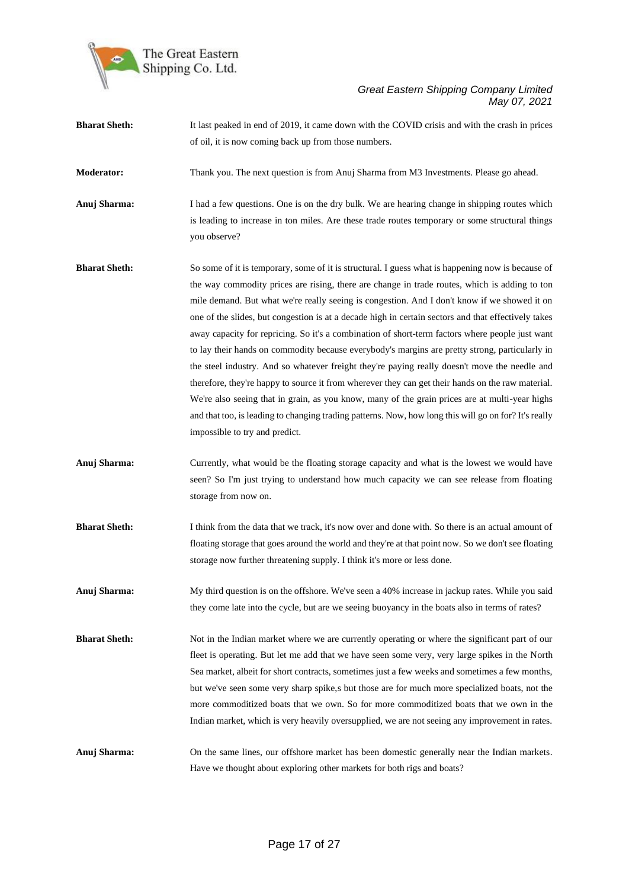**Bharat Sheth:** It last peaked in end of 2019, it came down with the COVID crisis and with the crash in prices of oil, it is now coming back up from those numbers.

**Moderator:** Thank you. The next question is from Anuj Sharma from M3 Investments. Please go ahead.

**Anuj Sharma:** I had a few questions. One is on the dry bulk. We are hearing change in shipping routes which is leading to increase in ton miles. Are these trade routes temporary or some structural things you observe?

**Bharat Sheth:** So some of it is temporary, some of it is structural. I guess what is happening now is because of the way commodity prices are rising, there are change in trade routes, which is adding to ton mile demand. But what we're really seeing is congestion. And I don't know if we showed it on one of the slides, but congestion is at a decade high in certain sectors and that effectively takes away capacity for repricing. So it's a combination of short-term factors where people just want to lay their hands on commodity because everybody's margins are pretty strong, particularly in the steel industry. And so whatever freight they're paying really doesn't move the needle and therefore, they're happy to source it from wherever they can get their hands on the raw material. We're also seeing that in grain, as you know, many of the grain prices are at multi-year highs and that too, is leading to changing trading patterns. Now, how long this will go on for? It's really impossible to try and predict.

**Anuj Sharma:** Currently, what would be the floating storage capacity and what is the lowest we would have seen? So I'm just trying to understand how much capacity we can see release from floating storage from now on.

**Bharat Sheth:** I think from the data that we track, it's now over and done with. So there is an actual amount of floating storage that goes around the world and they're at that point now. So we don't see floating storage now further threatening supply. I think it's more or less done.

**Anuj Sharma:** My third question is on the offshore. We've seen a 40% increase in jackup rates. While you said they come late into the cycle, but are we seeing buoyancy in the boats also in terms of rates?

**Bharat Sheth:** Not in the Indian market where we are currently operating or where the significant part of our fleet is operating. But let me add that we have seen some very, very large spikes in the North Sea market, albeit for short contracts, sometimes just a few weeks and sometimes a few months, but we've seen some very sharp spike,s but those are for much more specialized boats, not the more commoditized boats that we own. So for more commoditized boats that we own in the Indian market, which is very heavily oversupplied, we are not seeing any improvement in rates.

**Anuj Sharma:** On the same lines, our offshore market has been domestic generally near the Indian markets. Have we thought about exploring other markets for both rigs and boats?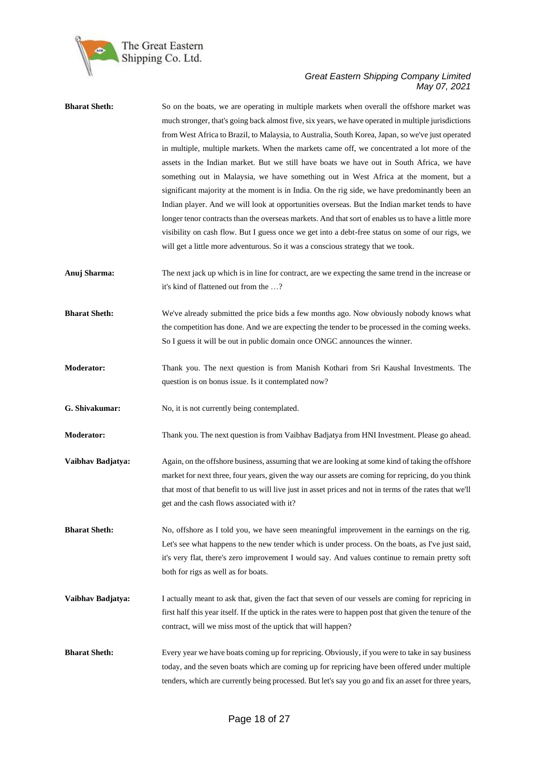**Bharat Sheth:** So on the boats, we are operating in multiple markets when overall the offshore market was much stronger, that's going back almost five, six years, we have operated in multiple jurisdictions from West Africa to Brazil, to Malaysia, to Australia, South Korea, Japan, so we've just operated in multiple, multiple markets. When the markets came off, we concentrated a lot more of the assets in the Indian market. But we still have boats we have out in South Africa, we have something out in Malaysia, we have something out in West Africa at the moment, but a significant majority at the moment is in India. On the rig side, we have predominantly been an Indian player. And we will look at opportunities overseas. But the Indian market tends to have longer tenor contracts than the overseas markets. And that sort of enables us to have a little more visibility on cash flow. But I guess once we get into a debt-free status on some of our rigs, we will get a little more adventurous. So it was a conscious strategy that we took.

**Anuj Sharma:** The next jack up which is in line for contract, are we expecting the same trend in the increase or it's kind of flattened out from the …?

**Bharat Sheth:** We've already submitted the price bids a few months ago. Now obviously nobody knows what the competition has done. And we are expecting the tender to be processed in the coming weeks. So I guess it will be out in public domain once ONGC announces the winner.

**Moderator:** Thank you. The next question is from Manish Kothari from Sri Kaushal Investments. The question is on bonus issue. Is it contemplated now?

**G. Shivakumar:** No, it is not currently being contemplated.

**Moderator:** Thank you. The next question is from Vaibhav Badjatya from HNI Investment. Please go ahead.

**Vaibhav Badjatya:** Again, on the offshore business, assuming that we are looking at some kind of taking the offshore market for next three, four years, given the way our assets are coming for repricing, do you think that most of that benefit to us will live just in asset prices and not in terms of the rates that we'll get and the cash flows associated with it?

**Bharat Sheth:** No, offshore as I told you, we have seen meaningful improvement in the earnings on the rig. Let's see what happens to the new tender which is under process. On the boats, as I've just said, it's very flat, there's zero improvement I would say. And values continue to remain pretty soft both for rigs as well as for boats.

**Vaibhav Badjatya:** I actually meant to ask that, given the fact that seven of our vessels are coming for repricing in first half this year itself. If the uptick in the rates were to happen post that given the tenure of the contract, will we miss most of the uptick that will happen?

**Bharat Sheth:** Every year we have boats coming up for repricing. Obviously, if you were to take in say business today, and the seven boats which are coming up for repricing have been offered under multiple tenders, which are currently being processed. But let's say you go and fix an asset for three years,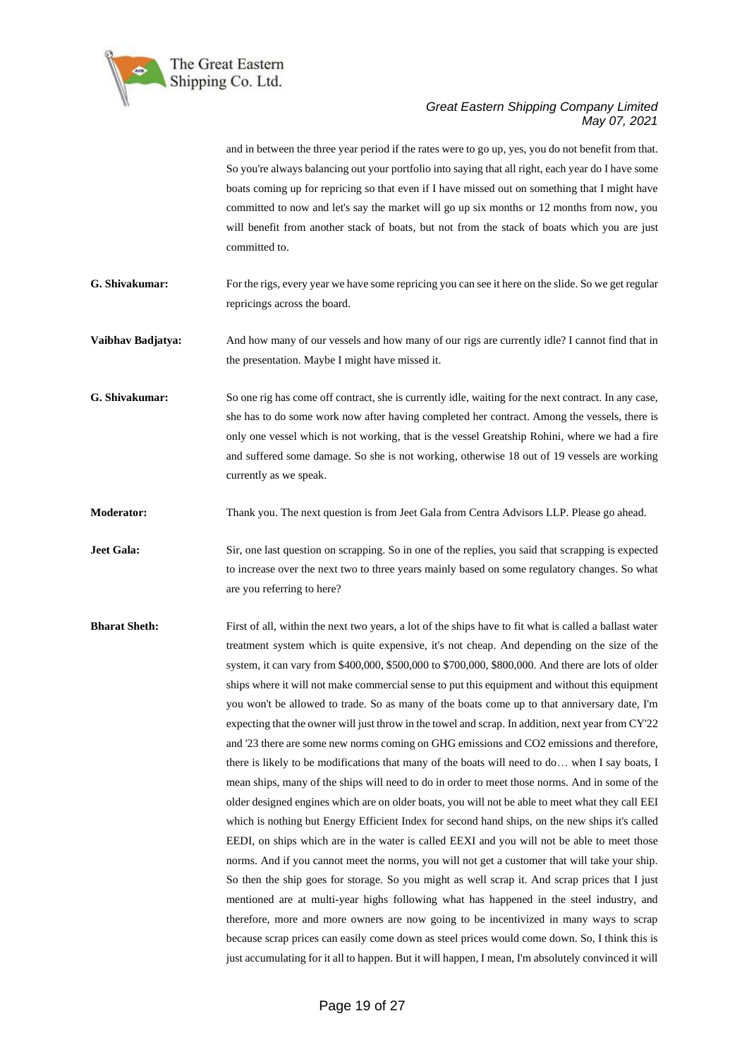and in between the three year period if the rates were to go up, yes, you do not benefit from that. So you're always balancing out your portfolio into saying that all right, each year do I have some boats coming up for repricing so that even if I have missed out on something that I might have committed to now and let's say the market will go up six months or 12 months from now, you will benefit from another stack of boats, but not from the stack of boats which you are just committed to.

**G. Shivakumar:** For the rigs, every year we have some repricing you can see it here on the slide. So we get regular repricings across the board.

**Vaibhav Badjatya:** And how many of our vessels and how many of our rigs are currently idle? I cannot find that in the presentation. Maybe I might have missed it.

**G. Shivakumar:** So one rig has come off contract, she is currently idle, waiting for the next contract. In any case, she has to do some work now after having completed her contract. Among the vessels, there is only one vessel which is not working, that is the vessel Greatship Rohini, where we had a fire and suffered some damage. So she is not working, otherwise 18 out of 19 vessels are working currently as we speak.

**Moderator:** Thank you. The next question is from Jeet Gala from Centra Advisors LLP. Please go ahead.

**Jeet Gala:** Sir, one last question on scrapping. So in one of the replies, you said that scrapping is expected to increase over the next two to three years mainly based on some regulatory changes. So what are you referring to here?

**Bharat Sheth:** First of all, within the next two years, a lot of the ships have to fit what is called a ballast water treatment system which is quite expensive, it's not cheap. And depending on the size of the system, it can vary from $400,000, $500,000 to $700,000, $800,000. And there are lots of older ships where it will not make commercial sense to put this equipment and without this equipment you won't be allowed to trade. So as many of the boats come up to that anniversary date, I'm expecting that the owner will just throw in the towel and scrap. In addition, next year from CY'22 and '23 there are some new norms coming on GHG emissions and CO2 emissions and therefore, there is likely to be modifications that many of the boats will need to do… when I say boats, I mean ships, many of the ships will need to do in order to meet those norms. And in some of the older designed engines which are on older boats, you will not be able to meet what they call EEI which is nothing but Energy Efficient Index for second hand ships, on the new ships it's called EEDI, on ships which are in the water is called EEXI and you will not be able to meet those norms. And if you cannot meet the norms, you will not get a customer that will take your ship. So then the ship goes for storage. So you might as well scrap it. And scrap prices that I just mentioned are at multi-year highs following what has happened in the steel industry, and therefore, more and more owners are now going to be incentivized in many ways to scrap because scrap prices can easily come down as steel prices would come down. So, I think this is just accumulating for it all to happen. But it will happen, I mean, I'm absolutely convinced it will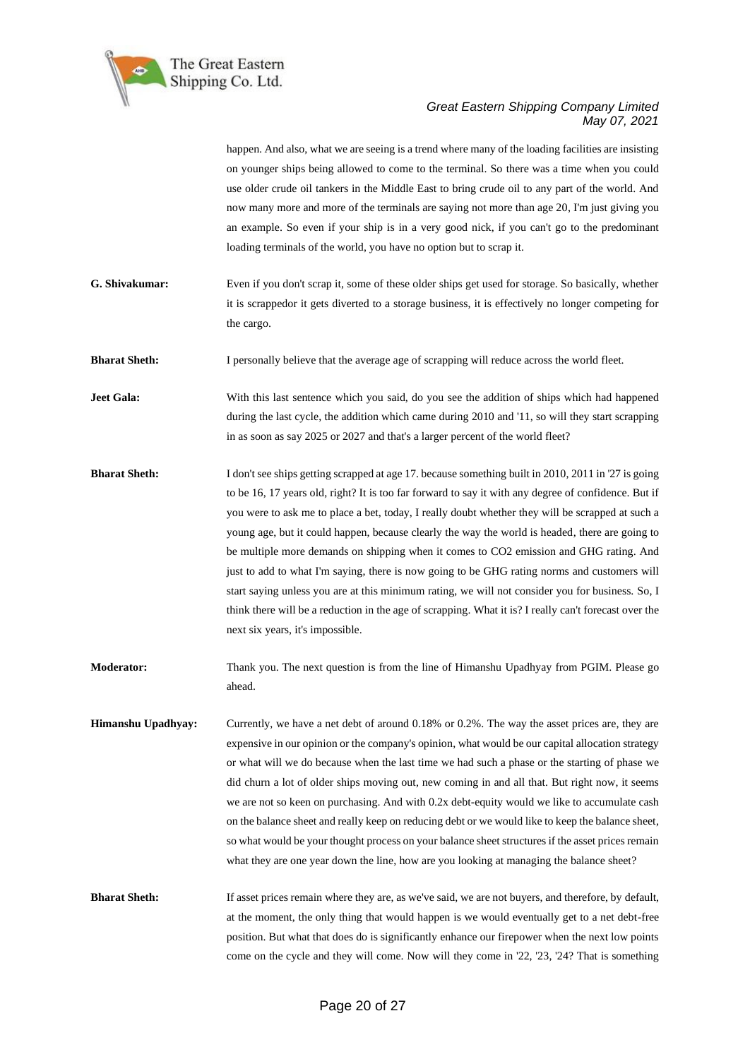happen. And also, what we are seeing is a trend where many of the loading facilities are insisting on younger ships being allowed to come to the terminal. So there was a time when you could use older crude oil tankers in the Middle East to bring crude oil to any part of the world. And now many more and more of the terminals are saying not more than age 20, I'm just giving you an example. So even if your ship is in a very good nick, if you can't go to the predominant loading terminals of the world, you have no option but to scrap it.

**G. Shivakumar:** Even if you don't scrap it, some of these older ships get used for storage. So basically, whether it is scrappedor it gets diverted to a storage business, it is effectively no longer competing for the cargo.

**Bharat Sheth:** I personally believe that the average age of scrapping will reduce across the world fleet.

**Jeet Gala:** With this last sentence which you said, do you see the addition of ships which had happened during the last cycle, the addition which came during 2010 and '11, so will they start scrapping in as soon as say 2025 or 2027 and that's a larger percent of the world fleet?

**Bharat Sheth:** I don't see ships getting scrapped at age 17. because something built in 2010, 2011 in '27 is going to be 16, 17 years old, right? It is too far forward to say it with any degree of confidence. But if you were to ask me to place a bet, today, I really doubt whether they will be scrapped at such a young age, but it could happen, because clearly the way the world is headed, there are going to be multiple more demands on shipping when it comes to CO2 emission and GHG rating. And just to add to what I'm saying, there is now going to be GHG rating norms and customers will start saying unless you are at this minimum rating, we will not consider you for business. So, I think there will be a reduction in the age of scrapping. What it is? I really can't forecast over the next six years, it's impossible.

**Moderator:** Thank you. The next question is from the line of Himanshu Upadhyay from PGIM. Please go ahead.

**Himanshu Upadhyay:** Currently, we have a net debt of around 0.18% or 0.2%. The way the asset prices are, they are expensive in our opinion or the company's opinion, what would be our capital allocation strategy or what will we do because when the last time we had such a phase or the starting of phase we did churn a lot of older ships moving out, new coming in and all that. But right now, it seems we are not so keen on purchasing. And with 0.2x debt-equity would we like to accumulate cash on the balance sheet and really keep on reducing debt or we would like to keep the balance sheet, so what would be your thought process on your balance sheet structures if the asset prices remain what they are one year down the line, how are you looking at managing the balance sheet?

**Bharat Sheth:** If asset prices remain where they are, as we've said, we are not buyers, and therefore, by default, at the moment, the only thing that would happen is we would eventually get to a net debt-free position. But what that does is significantly enhance our firepower when the next low points come on the cycle and they will come. Now will they come in '22, '23, '24? That is something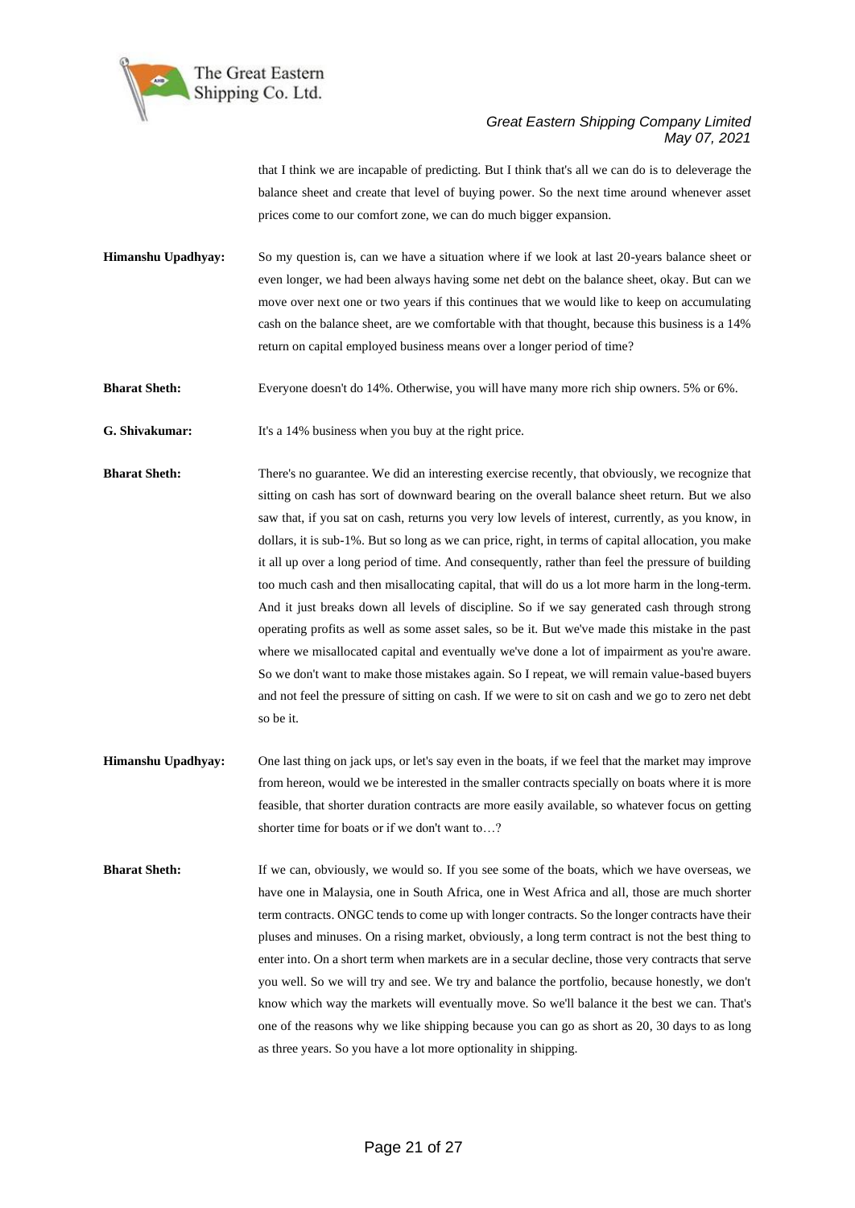that I think we are incapable of predicting. But I think that's all we can do is to deleverage the balance sheet and create that level of buying power. So the next time around whenever asset prices come to our comfort zone, we can do much bigger expansion.

**Himanshu Upadhyay:** So my question is, can we have a situation where if we look at last 20-years balance sheet or even longer, we had been always having some net debt on the balance sheet, okay. But can we move over next one or two years if this continues that we would like to keep on accumulating cash on the balance sheet, are we comfortable with that thought, because this business is a 14% return on capital employed business means over a longer period of time?

**Bharat Sheth:** Everyone doesn't do 14%. Otherwise, you will have many more rich ship owners. 5% or 6%.

**G. Shivakumar:** It's a 14% business when you buy at the right price.

**Bharat Sheth:** There's no guarantee. We did an interesting exercise recently, that obviously, we recognize that sitting on cash has sort of downward bearing on the overall balance sheet return. But we also saw that, if you sat on cash, returns you very low levels of interest, currently, as you know, in dollars, it is sub-1%. But so long as we can price, right, in terms of capital allocation, you make it all up over a long period of time. And consequently, rather than feel the pressure of building too much cash and then misallocating capital, that will do us a lot more harm in the long-term. And it just breaks down all levels of discipline. So if we say generated cash through strong operating profits as well as some asset sales, so be it. But we've made this mistake in the past where we misallocated capital and eventually we've done a lot of impairment as you're aware. So we don't want to make those mistakes again. So I repeat, we will remain value-based buyers and not feel the pressure of sitting on cash. If we were to sit on cash and we go to zero net debt so be it.

**Himanshu Upadhyay:** One last thing on jack ups, or let's say even in the boats, if we feel that the market may improve from hereon, would we be interested in the smaller contracts specially on boats where it is more feasible, that shorter duration contracts are more easily available, so whatever focus on getting shorter time for boats or if we don't want to…?

**Bharat Sheth:** If we can, obviously, we would so. If you see some of the boats, which we have overseas, we have one in Malaysia, one in South Africa, one in West Africa and all, those are much shorter term contracts. ONGC tends to come up with longer contracts. So the longer contracts have their pluses and minuses. On a rising market, obviously, a long term contract is not the best thing to enter into. On a short term when markets are in a secular decline, those very contracts that serve you well. So we will try and see. We try and balance the portfolio, because honestly, we don't know which way the markets will eventually move. So we'll balance it the best we can. That's one of the reasons why we like shipping because you can go as short as 20, 30 days to as long as three years. So you have a lot more optionality in shipping.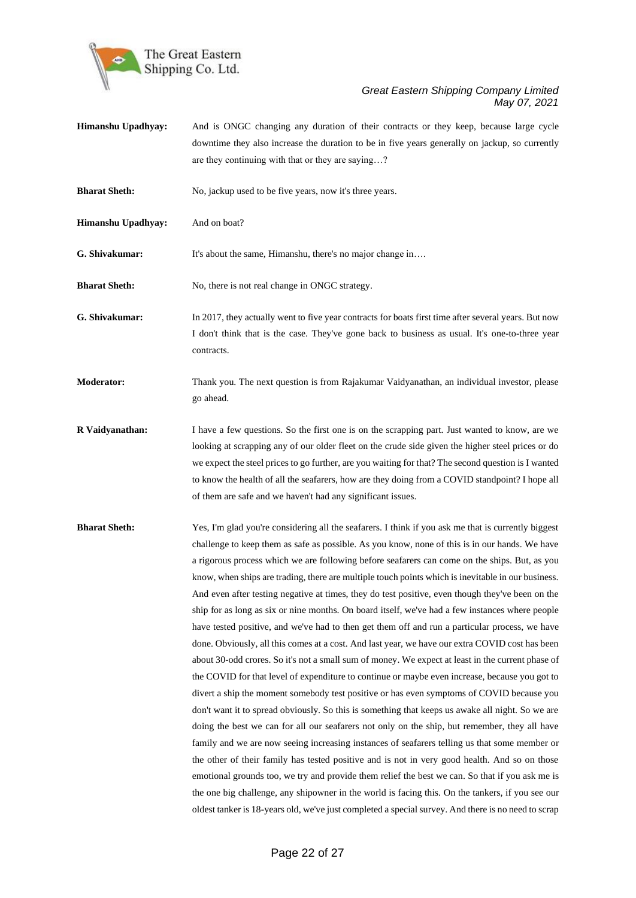**Himanshu Upadhyay:** And is ONGC changing any duration of their contracts or they keep, because large cycle downtime they also increase the duration to be in five years generally on jackup, so currently are they continuing with that or they are saying…?

**Bharat Sheth:** No, jackup used to be five years, now it's three years.

**Himanshu Upadhyay:** And on boat?

**G. Shivakumar:** It's about the same, Himanshu, there's no major change in….

**Bharat Sheth:** No, there is not real change in ONGC strategy.

**G. Shivakumar:** In 2017, they actually went to five year contracts for boats first time after several years. But now I don't think that is the case. They've gone back to business as usual. It's one-to-three year contracts.

**Moderator:** Thank you. The next question is from Rajakumar Vaidyanathan, an individual investor, please go ahead.

**R Vaidyanathan:** I have a few questions. So the first one is on the scrapping part. Just wanted to know, are we looking at scrapping any of our older fleet on the crude side given the higher steel prices or do we expect the steel prices to go further, are you waiting for that? The second question is I wanted to know the health of all the seafarers, how are they doing from a COVID standpoint? I hope all of them are safe and we haven't had any significant issues.

**Bharat Sheth:** Yes, I'm glad you're considering all the seafarers. I think if you ask me that is currently biggest challenge to keep them as safe as possible. As you know, none of this is in our hands. We have a rigorous process which we are following before seafarers can come on the ships. But, as you know, when ships are trading, there are multiple touch points which is inevitable in our business. And even after testing negative at times, they do test positive, even though they've been on the ship for as long as six or nine months. On board itself, we've had a few instances where people have tested positive, and we've had to then get them off and run a particular process, we have done. Obviously, all this comes at a cost. And last year, we have our extra COVID cost has been about 30-odd crores. So it's not a small sum of money. We expect at least in the current phase of the COVID for that level of expenditure to continue or maybe even increase, because you got to divert a ship the moment somebody test positive or has even symptoms of COVID because you don't want it to spread obviously. So this is something that keeps us awake all night. So we are doing the best we can for all our seafarers not only on the ship, but remember, they all have family and we are now seeing increasing instances of seafarers telling us that some member or the other of their family has tested positive and is not in very good health. And so on those emotional grounds too, we try and provide them relief the best we can. So that if you ask me is the one big challenge, any shipowner in the world is facing this. On the tankers, if you see our oldest tanker is 18-years old, we've just completed a special survey. And there is no need to scrap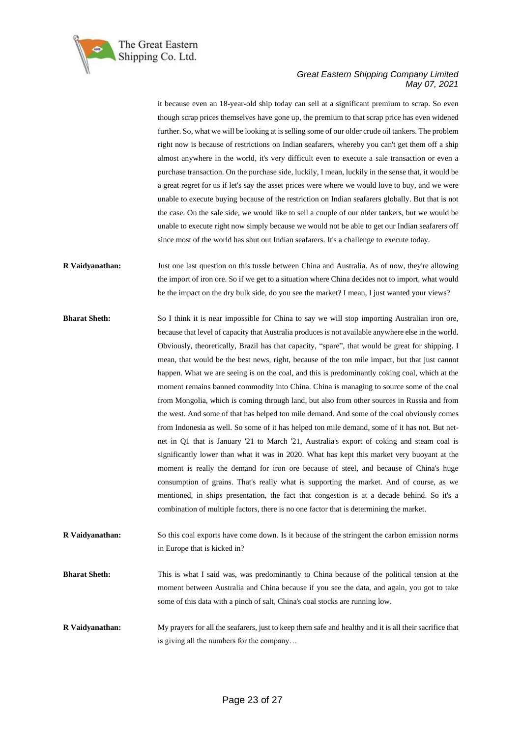it because even an 18-year-old ship today can sell at a significant premium to scrap. So even though scrap prices themselves have gone up, the premium to that scrap price has even widened further. So, what we will be looking at is selling some of our older crude oil tankers. The problem right now is because of restrictions on Indian seafarers, whereby you can't get them off a ship almost anywhere in the world, it's very difficult even to execute a sale transaction or even a purchase transaction. On the purchase side, luckily, I mean, luckily in the sense that, it would be a great regret for us if let's say the asset prices were where we would love to buy, and we were unable to execute buying because of the restriction on Indian seafarers globally. But that is not the case. On the sale side, we would like to sell a couple of our older tankers, but we would be unable to execute right now simply because we would not be able to get our Indian seafarers off since most of the world has shut out Indian seafarers. It's a challenge to execute today.

**R Vaidyanathan:** Just one last question on this tussle between China and Australia. As of now, they're allowing the import of iron ore. So if we get to a situation where China decides not to import, what would be the impact on the dry bulk side, do you see the market? I mean, I just wanted your views?

**Bharat Sheth:** So I think it is near impossible for China to say we will stop importing Australian iron ore, because that level of capacity that Australia produces is not available anywhere else in the world. Obviously, theoretically, Brazil has that capacity, "spare", that would be great for shipping. I mean, that would be the best news, right, because of the ton mile impact, but that just cannot happen. What we are seeing is on the coal, and this is predominantly coking coal, which at the moment remains banned commodity into China. China is managing to source some of the coal from Mongolia, which is coming through land, but also from other sources in Russia and from the west. And some of that has helped ton mile demand. And some of the coal obviously comes from Indonesia as well. So some of it has helped ton mile demand, some of it has not. But net-net in Q1 that is January '21 to March '21, Australia's export of coking and steam coal is significantly lower than what it was in 2020. What has kept this market very buoyant at the moment is really the demand for iron ore because of steel, and because of China's huge consumption of grains. That's really what is supporting the market. And of course, as we mentioned, in ships presentation, the fact that congestion is at a decade behind. So it's a combination of multiple factors, there is no one factor that is determining the market.

**R Vaidyanathan:** So this coal exports have come down. Is it because of the stringent the carbon emission norms in Europe that is kicked in?

**Bharat Sheth:** This is what I said was, was predominantly to China because of the political tension at the moment between Australia and China because if you see the data, and again, you got to take some of this data with a pinch of salt, China's coal stocks are running low.

**R Vaidyanathan:** My prayers for all the seafarers, just to keep them safe and healthy and it is all their sacrifice that is giving all the numbers for the company…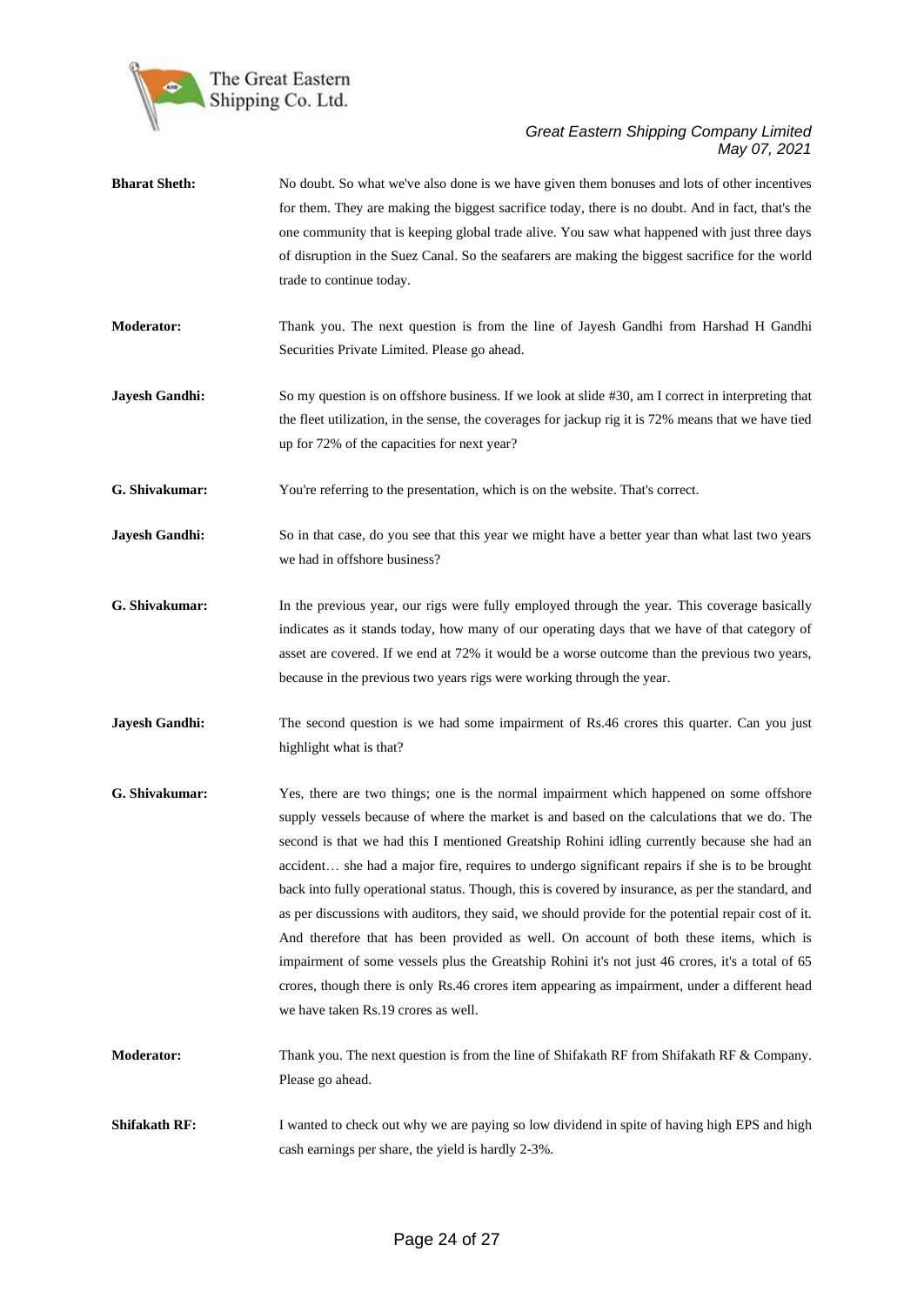**Bharat Sheth:** No doubt. So what we've also done is we have given them bonuses and lots of other incentives for them. They are making the biggest sacrifice today, there is no doubt. And in fact, that's the one community that is keeping global trade alive. You saw what happened with just three days of disruption in the Suez Canal. So the seafarers are making the biggest sacrifice for the world trade to continue today.

**Moderator:** Thank you. The next question is from the line of Jayesh Gandhi from Harshad H Gandhi Securities Private Limited. Please go ahead.

**Jayesh Gandhi:** So my question is on offshore business. If we look at slide #30, am I correct in interpreting that the fleet utilization, in the sense, the coverages for jackup rig it is 72% means that we have tied up for 72% of the capacities for next year?

**G. Shivakumar:** You're referring to the presentation, which is on the website. That's correct.

**Jayesh Gandhi:** So in that case, do you see that this year we might have a better year than what last two years we had in offshore business?

**G. Shivakumar:** In the previous year, our rigs were fully employed through the year. This coverage basically indicates as it stands today, how many of our operating days that we have of that category of asset are covered. If we end at 72% it would be a worse outcome than the previous two years, because in the previous two years rigs were working through the year.

**Jayesh Gandhi:** The second question is we had some impairment of Rs.46 crores this quarter. Can you just highlight what is that?

**G. Shivakumar:** Yes, there are two things; one is the normal impairment which happened on some offshore supply vessels because of where the market is and based on the calculations that we do. The second is that we had this I mentioned Greatship Rohini idling currently because she had an accident… she had a major fire, requires to undergo significant repairs if she is to be brought back into fully operational status. Though, this is covered by insurance, as per the standard, and as per discussions with auditors, they said, we should provide for the potential repair cost of it. And therefore that has been provided as well. On account of both these items, which is impairment of some vessels plus the Greatship Rohini it's not just 46 crores, it's a total of 65 crores, though there is only Rs.46 crores item appearing as impairment, under a different head we have taken Rs.19 crores as well.

**Moderator:** Thank you. The next question is from the line of Shifakath RF from Shifakath RF & Company. Please go ahead.

**Shifakath RF:** I wanted to check out why we are paying so low dividend in spite of having high EPS and high cash earnings per share, the yield is hardly 2-3%.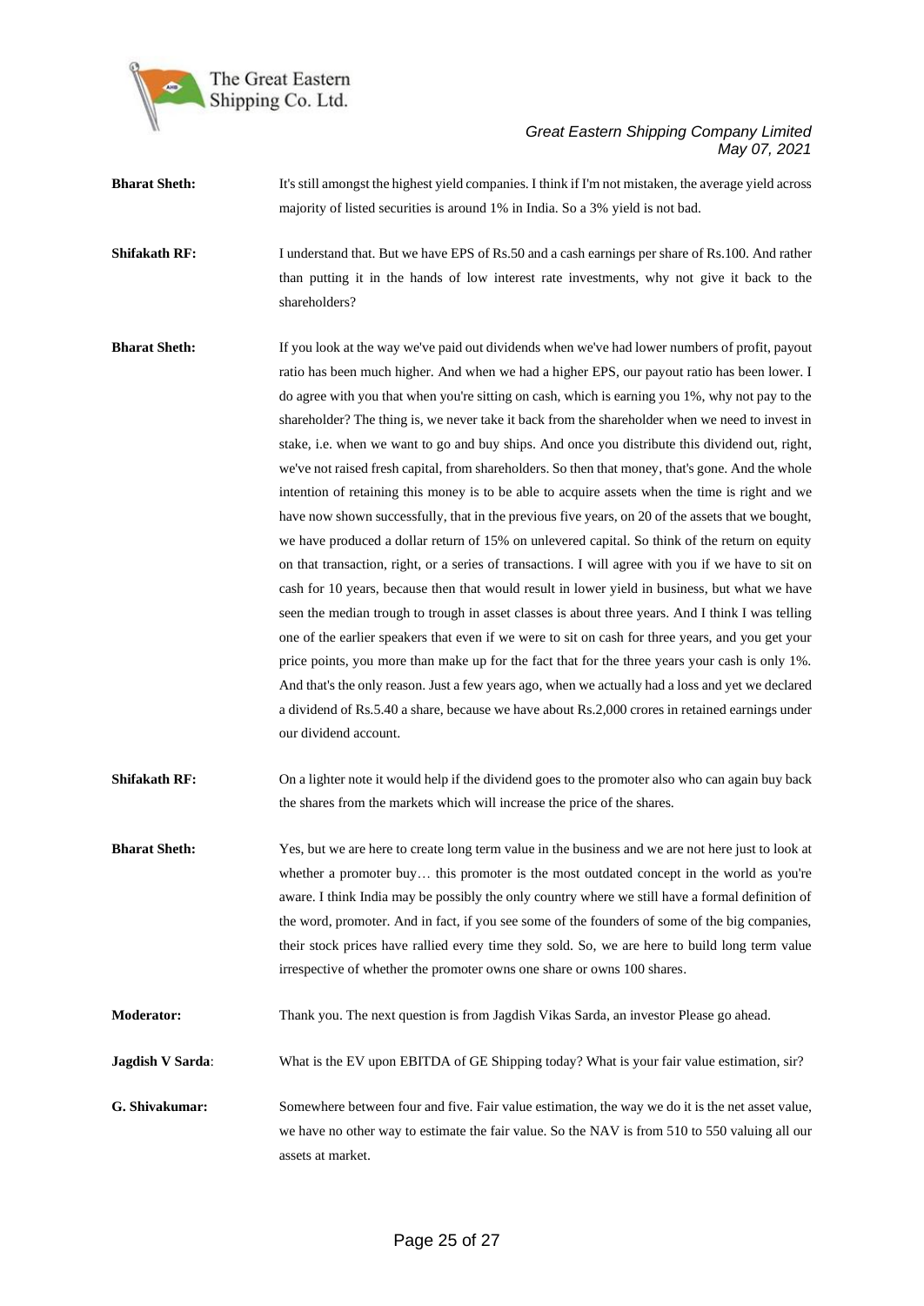**Bharat Sheth:** It's still amongst the highest yield companies. I think if I'm not mistaken, the average yield across majority of listed securities is around 1% in India. So a 3% yield is not bad.

**Shifakath RF:** I understand that. But we have EPS of Rs.50 and a cash earnings per share of Rs.100. And rather than putting it in the hands of low interest rate investments, why not give it back to the shareholders?

**Bharat Sheth:** If you look at the way we've paid out dividends when we've had lower numbers of profit, payout ratio has been much higher. And when we had a higher EPS, our payout ratio has been lower. I do agree with you that when you're sitting on cash, which is earning you 1%, why not pay to the shareholder? The thing is, we never take it back from the shareholder when we need to invest in stake, i.e. when we want to go and buy ships. And once you distribute this dividend out, right, we've not raised fresh capital, from shareholders. So then that money, that's gone. And the whole intention of retaining this money is to be able to acquire assets when the time is right and we have now shown successfully, that in the previous five years, on 20 of the assets that we bought, we have produced a dollar return of 15% on unlevered capital. So think of the return on equity on that transaction, right, or a series of transactions. I will agree with you if we have to sit on cash for 10 years, because then that would result in lower yield in business, but what we have seen the median trough to trough in asset classes is about three years. And I think I was telling one of the earlier speakers that even if we were to sit on cash for three years, and you get your price points, you more than make up for the fact that for the three years your cash is only 1%. And that's the only reason. Just a few years ago, when we actually had a loss and yet we declared a dividend of Rs.5.40 a share, because we have about Rs.2,000 crores in retained earnings under our dividend account.

**Shifakath RF:** On a lighter note it would help if the dividend goes to the promoter also who can again buy back the shares from the markets which will increase the price of the shares.

**Bharat Sheth:** Yes, but we are here to create long term value in the business and we are not here just to look at whether a promoter buy… this promoter is the most outdated concept in the world as you're aware. I think India may be possibly the only country where we still have a formal definition of the word, promoter. And in fact, if you see some of the founders of some of the big companies, their stock prices have rallied every time they sold. So, we are here to build long term value irrespective of whether the promoter owns one share or owns 100 shares.

**Moderator:** Thank you. The next question is from Jagdish Vikas Sarda, an investor Please go ahead.

**Jagdish V Sarda**: What is the EV upon EBITDA of GE Shipping today? What is your fair value estimation, sir?

**G. Shivakumar:** Somewhere between four and five. Fair value estimation, the way we do it is the net asset value, we have no other way to estimate the fair value. So the NAV is from 510 to 550 valuing all our assets at market.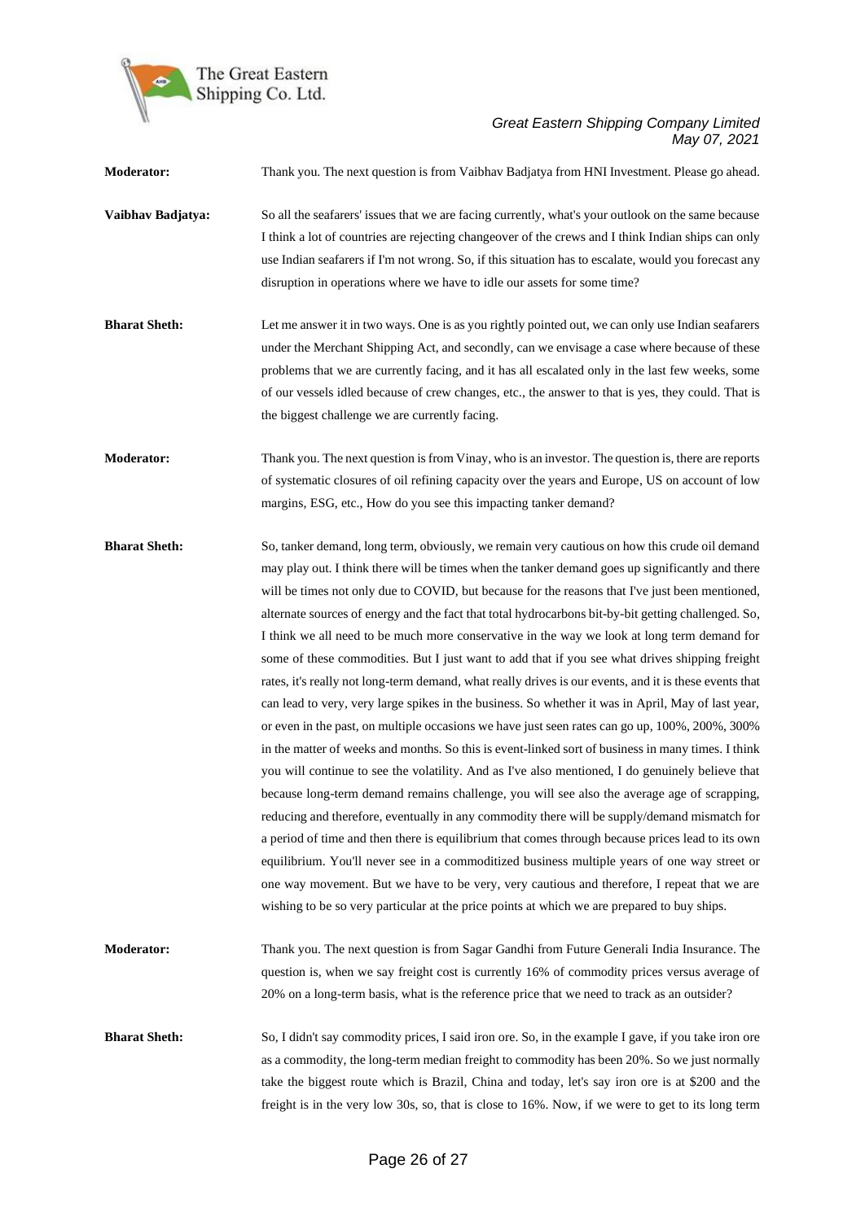**Moderator:** Thank you. The next question is from Vaibhav Badjatya from HNI Investment. Please go ahead.

**Vaibhav Badjatya:** So all the seafarers' issues that we are facing currently, what's your outlook on the same because I think a lot of countries are rejecting changeover of the crews and I think Indian ships can only use Indian seafarers if I'm not wrong. So, if this situation has to escalate, would you forecast any disruption in operations where we have to idle our assets for some time?

**Bharat Sheth:** Let me answer it in two ways. One is as you rightly pointed out, we can only use Indian seafarers under the Merchant Shipping Act, and secondly, can we envisage a case where because of these problems that we are currently facing, and it has all escalated only in the last few weeks, some of our vessels idled because of crew changes, etc., the answer to that is yes, they could. That is the biggest challenge we are currently facing.

**Moderator:** Thank you. The next question is from Vinay, who is an investor. The question is, there are reports of systematic closures of oil refining capacity over the years and Europe, US on account of low margins, ESG, etc., How do you see this impacting tanker demand?

**Bharat Sheth:** So, tanker demand, long term, obviously, we remain very cautious on how this crude oil demand may play out. I think there will be times when the tanker demand goes up significantly and there will be times not only due to COVID, but because for the reasons that I've just been mentioned, alternate sources of energy and the fact that total hydrocarbons bit-by-bit getting challenged. So, I think we all need to be much more conservative in the way we look at long term demand for some of these commodities. But I just want to add that if you see what drives shipping freight rates, it's really not long-term demand, what really drives is our events, and it is these events that can lead to very, very large spikes in the business. So whether it was in April, May of last year, or even in the past, on multiple occasions we have just seen rates can go up, 100%, 200%, 300% in the matter of weeks and months. So this is event-linked sort of business in many times. I think you will continue to see the volatility. And as I've also mentioned, I do genuinely believe that because long-term demand remains challenge, you will see also the average age of scrapping, reducing and therefore, eventually in any commodity there will be supply/demand mismatch for a period of time and then there is equilibrium that comes through because prices lead to its own equilibrium. You'll never see in a commoditized business multiple years of one way street or one way movement. But we have to be very, very cautious and therefore, I repeat that we are wishing to be so very particular at the price points at which we are prepared to buy ships.

**Moderator:** Thank you. The next question is from Sagar Gandhi from Future Generali India Insurance. The question is, when we say freight cost is currently 16% of commodity prices versus average of 20% on a long-term basis, what is the reference price that we need to track as an outsider?

**Bharat Sheth:** So, I didn't say commodity prices, I said iron ore. So, in the example I gave, if you take iron ore as a commodity, the long-term median freight to commodity has been 20%. So we just normally take the biggest route which is Brazil, China and today, let's say iron ore is at $200 and the freight is in the very low 30s, so, that is close to 16%. Now, if we were to get to its long term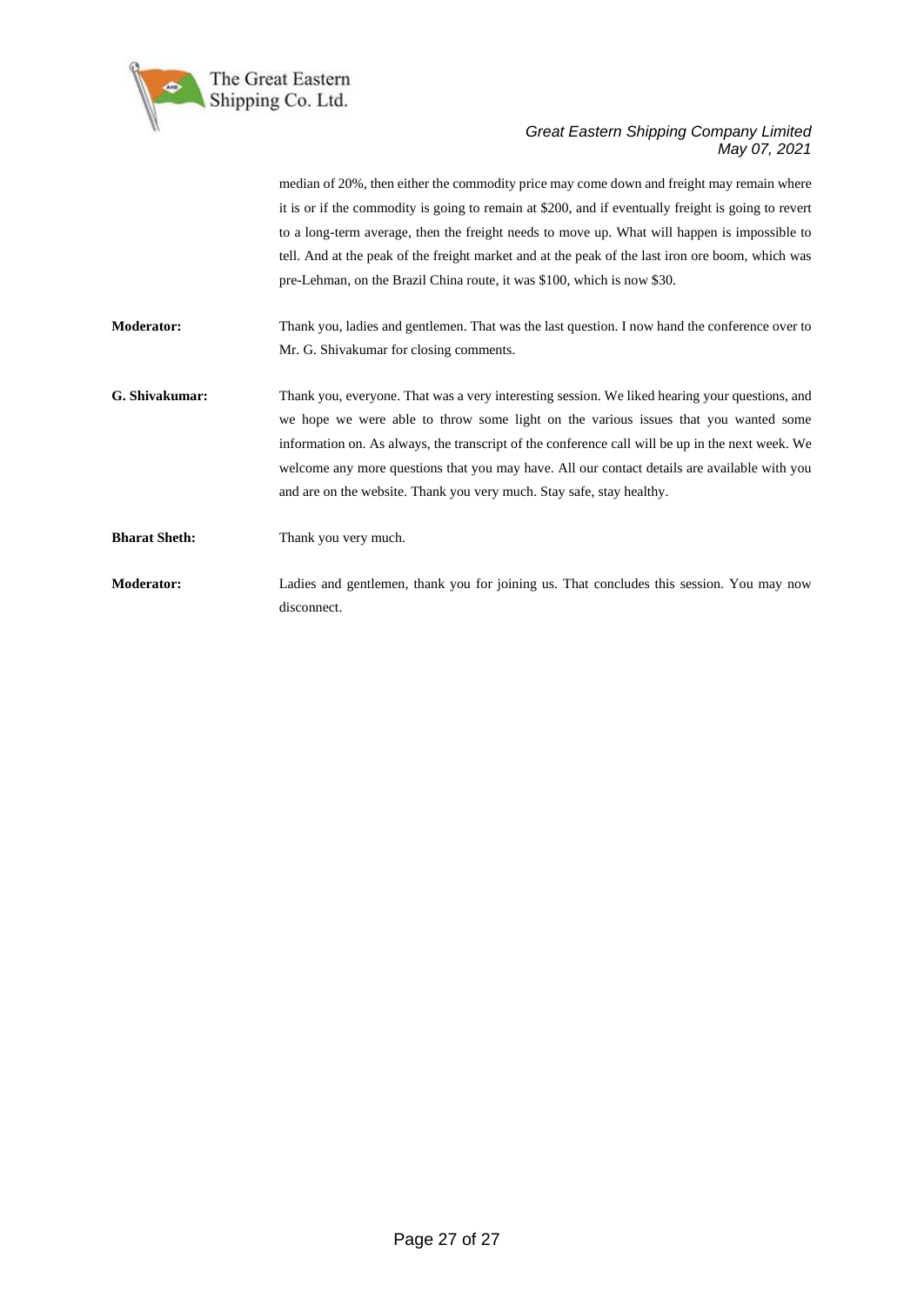median of 20%, then either the commodity price may come down and freight may remain where it is or if the commodity is going to remain at $200, and if eventually freight is going to revert to a long-term average, then the freight needs to move up. What will happen is impossible to tell. And at the peak of the freight market and at the peak of the last iron ore boom, which was pre-Lehman, on the Brazil China route, it was $100, which is now $30.

**Moderator:** Thank you, ladies and gentlemen. That was the last question. I now hand the conference over to Mr. G. Shivakumar for closing comments.

**G. Shivakumar:** Thank you, everyone. That was a very interesting session. We liked hearing your questions, and we hope we were able to throw some light on the various issues that you wanted some information on. As always, the transcript of the conference call will be up in the next week. We welcome any more questions that you may have. All our contact details are available with you and are on the website. Thank you very much. Stay safe, stay healthy.

**Bharat Sheth:** Thank you very much.

**Moderator:** Ladies and gentlemen, thank you for joining us. That concludes this session. You may now disconnect.